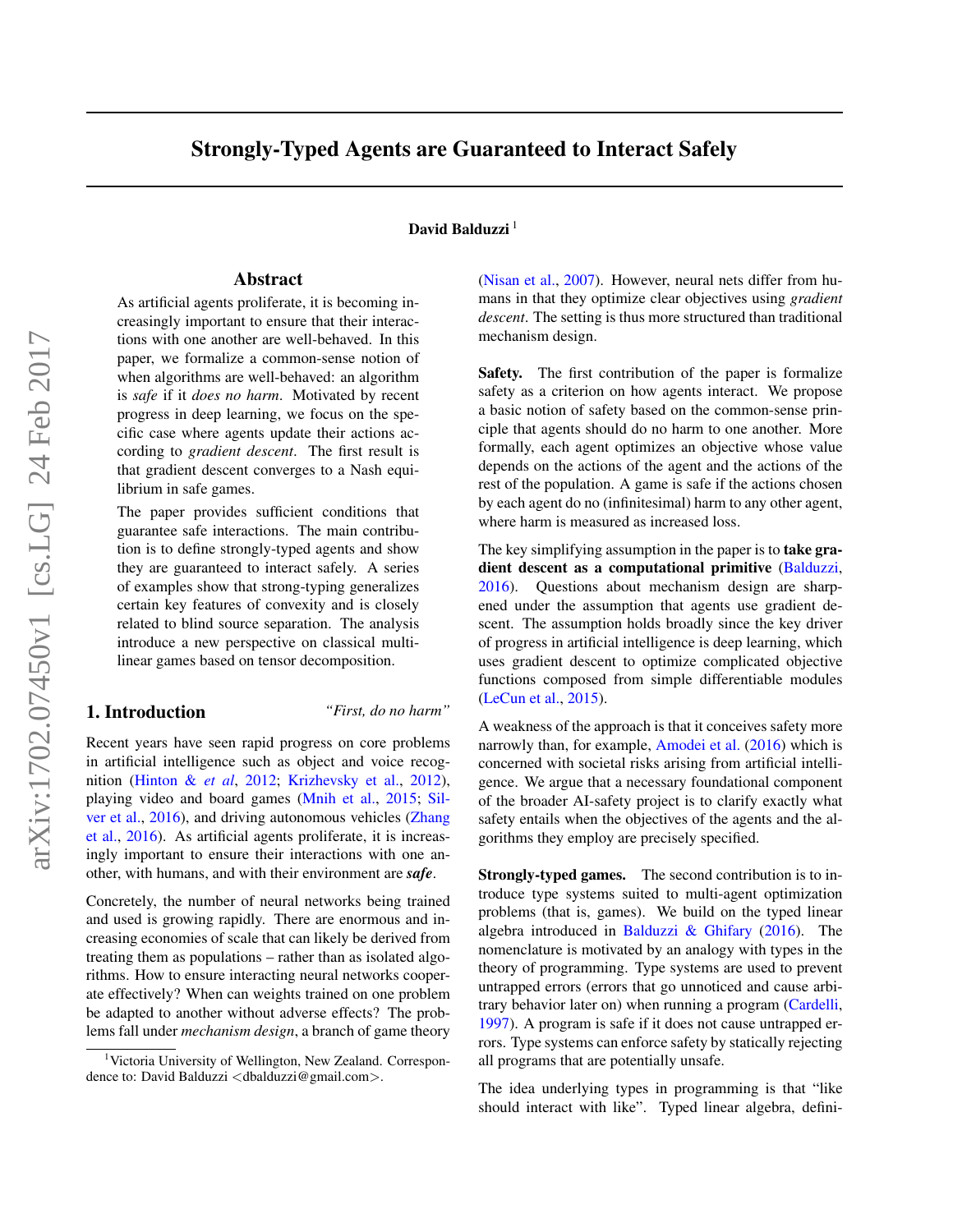# Strongly-Typed Agents are Guaranteed to Interact Safely

**David Balduzzi** [1]

## Abstract

As artificial agents proliferate, it is becoming increasingly important to ensure that their interactions with one another are well-behaved. In this paper, we formalize a common-sense notion of when algorithms are well-behaved: an algorithm is *safe* if it *does no harm*. Motivated by recent progress in deep learning, we focus on the specific case where agents update their actions according to *gradient descent*. The first result is that gradient descent converges to a Nash equilibrium in safe games.

The paper provides sufficient conditions that guarantee safe interactions. The main contribution is to define strongly-typed agents and show they are guaranteed to interact safely. A series of examples show that strong-typing generalizes certain key features of convexity and is closely related to blind source separation. The analysis introduce a new perspective on classical multilinear games based on tensor decomposition.

## 1. Introduction

*"First, do no harm"*

Recent years have seen rapid progress on core problems in artificial intelligence such as object and voice recognition (Hinton & *et al*, 2012; Krizhevsky et al., 2012), playing video and board games (Mnih et al., 2015; Silver et al., 2016), and driving autonomous vehicles (Zhang et al., 2016). As artificial agents proliferate, it is increasingly important to ensure that their interactions with one another, with humans, and with their environment are ***safe***.

Concretely, the number of neural networks being trained and used is growing rapidly. There are enormous and increasing economies of scale that can likely be derived from treating them as populations – rather than as isolated algorithms. How to ensure interacting neural networks cooperate effectively? When can weights trained on one problem be adapted to another without adverse effects? The problems fall under *mechanism design*, a branch of game theory (Nisan et al., 2007). However, neural nets differ from humans in that they optimize clear objectives using *gradient descent*. The setting is thus more structured than traditional mechanism design.

**Safety.** The first contribution of the paper is formalize safety as a criterion on how agents interact. We propose a basic notion of safety based on the common-sense principle that agents should do no harm to one another. More formally, each agent optimizes an objective whose value depends on the actions of the agent and the actions of the rest of the population. A game is safe if the actions chosen by each agent do no (infinitesimal) harm to any other agent, where harm is measured as increased loss.

The key simplifying assumption in the paper is to **take gradient descent as a computational primitive** (Balduzzi, 2016). Questions about mechanism design are sharpened under the assumption that agents use gradient descent. The assumption holds broadly since the key driver of progress in artificial intelligence is deep learning, which uses gradient descent to optimize complicated objective functions composed from simple differentiable modules (LeCun et al., 2015).

A weakness of the approach is that it conceives safety more narrowly than, for example, Amodei et al. (2016) which is concerned with societal risks arising from artificial intelligence. We argue that a necessary foundational component of the broader AI-safety project is to clarify exactly what safety entails when the objectives of the agents and the algorithms they employ are precisely specified.

**Strongly-typed games.** The second contribution is to introduce type systems suited to multi-agent optimization problems (that is, games). We build on the typed linear algebra introduced in Balduzzi & Ghifary (2016). The nomenclature is motivated by an analogy with types in the theory of programming. Type systems are used to prevent untrapped errors (errors that go unnoticed and cause arbitrary behavior later on) when running a program (Cardelli, 1997). A program is safe if it does not cause untrapped errors. Type systems can enforce safety by statically rejecting all programs that are potentially unsafe.

The idea underlying types in programming is that "like should interact with like". Typed linear algebra, defini-

[1] Victoria University of Wellington, New Zealand. Correspondence to: David Balduzzi <dbalduzzi@gmail.com>.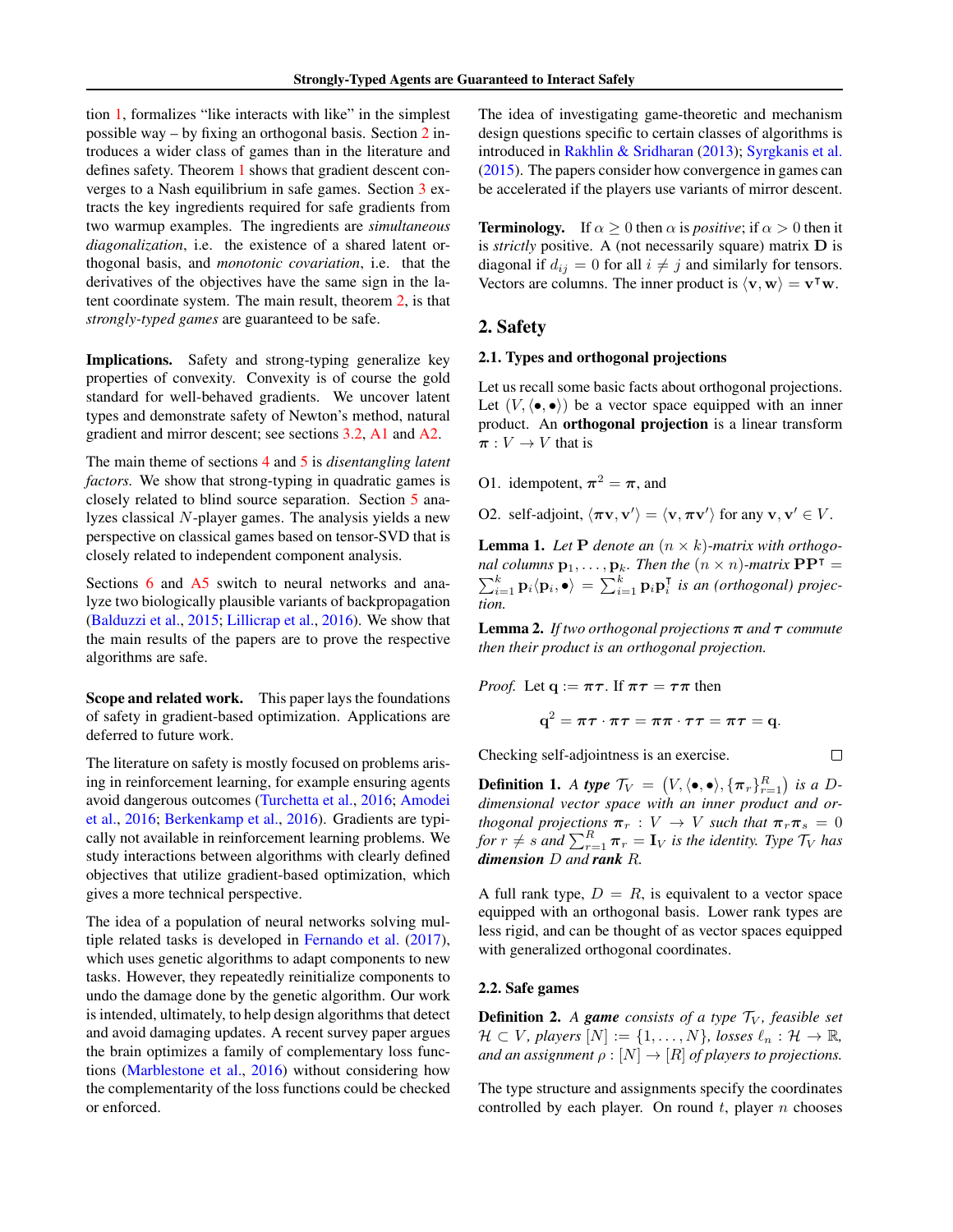tion 1, formalizes "like interacts with like" in the simplest possible way – by fixing an orthogonal basis. Section 2 introduces a wider class of games than in the literature and defines safety. Theorem 1 shows that gradient descent converges to a Nash equilibrium in safe games. Section 3 extracts the key ingredients required for safe gradients from two warmup examples. The ingredients are *simultaneous diagonalization*, i.e. the existence of a shared latent orthogonal basis, and *monotonic covariation*, i.e. that the derivatives of the objectives have the same sign in the latent coordinate system. The main result, theorem 2, is that *strongly-typed games* are guaranteed to be safe.

**Implications.** Safety and strong-typing generalize key properties of convexity. Convexity is of course the gold standard for well-behaved gradients. We uncover latent types and demonstrate safety of Newton's method, natural gradient and mirror descent; see sections 3.2, A1 and A2.

The main theme of sections 4 and 5 is *disentangling latent factors.* We show that strong-typing in quadratic games is closely related to blind source separation. Section 5 analyzes classical $N$-player games. The analysis yields a new perspective on classical games based on tensor-SVD that is closely related to independent component analysis.

Sections 6 and A5 switch to neural networks and analyze two biologically plausible variants of backpropagation (Balduzzi et al., 2015; Lillicrap et al., 2016). We show that the main results of the papers are to prove the respective algorithms are safe.

**Scope and related work.** This paper lays the foundations of safety in gradient-based optimization. Applications are deferred to future work.

The literature on safety is mostly focused on problems arising in reinforcement learning, for example ensuring agents avoid dangerous outcomes (Turchetta et al., 2016; Amodei et al., 2016; Berkenkamp et al., 2016). Gradients are typically not available in reinforcement learning problems. We study interactions between algorithms with clearly defined objectives that utilize gradient-based optimization, which gives a more technical perspective.

The idea of a population of neural networks solving multiple related tasks is developed in Fernando et al. (2017), which uses genetic algorithms to adapt components to new tasks. However, they repeatedly reinitialize components to undo the damage done by the genetic algorithm. Our work is intended, ultimately, to help design algorithms that detect and avoid damaging updates. A recent survey paper argues the brain optimizes a family of complementary loss functions (Marblestone et al., 2016) without considering how the complementarity of the loss functions could be checked or enforced.

The idea of investigating game-theoretic and mechanism design questions specific to certain classes of algorithms is introduced in Rakhlin & Sridharan (2013); Syrgkanis et al. (2015). The papers consider how convergence in games can be accelerated if the players use variants of mirror descent.

**Terminology.** If $\alpha \geq 0$ then $\alpha$ is *positive*; if $\alpha > 0$ then it is *strictly* positive. A (not necessarily square) matrix $\mathbf{D}$ is diagonal if $d_{ij} = 0$ for all $i \neq j$ and similarly for tensors. Vectors are columns. The inner product is $\langle \mathbf{v}, \mathbf{w} \rangle = \mathbf{v}^\intercal \mathbf{w}$.

## 2. Safety

### 2.1. Types and orthogonal projections

Let us recall some basic facts about orthogonal projections. Let $(V, \langle \bullet, \bullet \rangle)$ be a vector space equipped with an inner product. An **orthogonal projection** is a linear transform $\boldsymbol{\pi} : V \to V$ that is

O1. idempotent, $\boldsymbol{\pi}^2 = \boldsymbol{\pi}$, and

O2. self-adjoint, $\langle \boldsymbol{\pi}\mathbf{v}, \mathbf{v}' \rangle = \langle \mathbf{v}, \boldsymbol{\pi}\mathbf{v}' \rangle$ for any $\mathbf{v}, \mathbf{v}' \in V$.

**Lemma 1.** *Let $\mathbf{P}$ denote an $(n \times k)$-matrix with orthogonal columns $\mathbf{p}_1, \ldots, \mathbf{p}_k$. Then the $(n \times n)$-matrix $\mathbf{P}\mathbf{P}^\intercal = \sum_{i=1}^{k} \mathbf{p}_i \langle \mathbf{p}_i, \bullet \rangle = \sum_{i=1}^{k} \mathbf{p}_i \mathbf{p}_i^\intercal$ is an (orthogonal) projection.*

**Lemma 2.** *If two orthogonal projections $\boldsymbol{\pi}$ and $\boldsymbol{\tau}$ commute then their product is an orthogonal projection.*

*Proof.* Let $\mathbf{q} := \boldsymbol{\pi}\boldsymbol{\tau}$. If $\boldsymbol{\pi}\boldsymbol{\tau} = \boldsymbol{\tau}\boldsymbol{\pi}$ then

$$\mathbf{q}^2 = \boldsymbol{\pi}\boldsymbol{\tau} \cdot \boldsymbol{\pi}\boldsymbol{\tau} = \boldsymbol{\pi}\boldsymbol{\pi} \cdot \boldsymbol{\tau}\boldsymbol{\tau} = \boldsymbol{\pi}\boldsymbol{\tau} = \mathbf{q}.$$

Checking self-adjointness is an exercise. □

**Definition 1.** *A **type** $\mathcal{T}_V = \left(V, \langle \bullet, \bullet \rangle, \{\boldsymbol{\pi}_r\}_{r=1}^{R}\right)$ is a $D$-dimensional vector space with an inner product and orthogonal projections $\boldsymbol{\pi}_r : V \to V$ such that $\boldsymbol{\pi}_r \boldsymbol{\pi}_s = 0$ for $r \neq s$ and $\sum_{r=1}^{R} \boldsymbol{\pi}_r = \mathbf{I}_V$ is the identity. Type $\mathcal{T}_V$ has **dimension** $D$ and **rank** $R$.*

A full rank type, $D = R$, is equivalent to a vector space equipped with an orthogonal basis. Lower rank types are less rigid, and can be thought of as vector spaces equipped with generalized orthogonal coordinates.

### 2.2. Safe games

**Definition 2.** *A **game** consists of a type $\mathcal{T}_V$, feasible set $\mathcal{H} \subset V$, players $[N] := \{1, \ldots, N\}$, losses $\ell_n : \mathcal{H} \to \mathbb{R}$, and an assignment $\rho : [N] \to [R]$ of players to projections.*

The type structure and assignments specify the coordinates controlled by each player. On round $t$, player $n$ chooses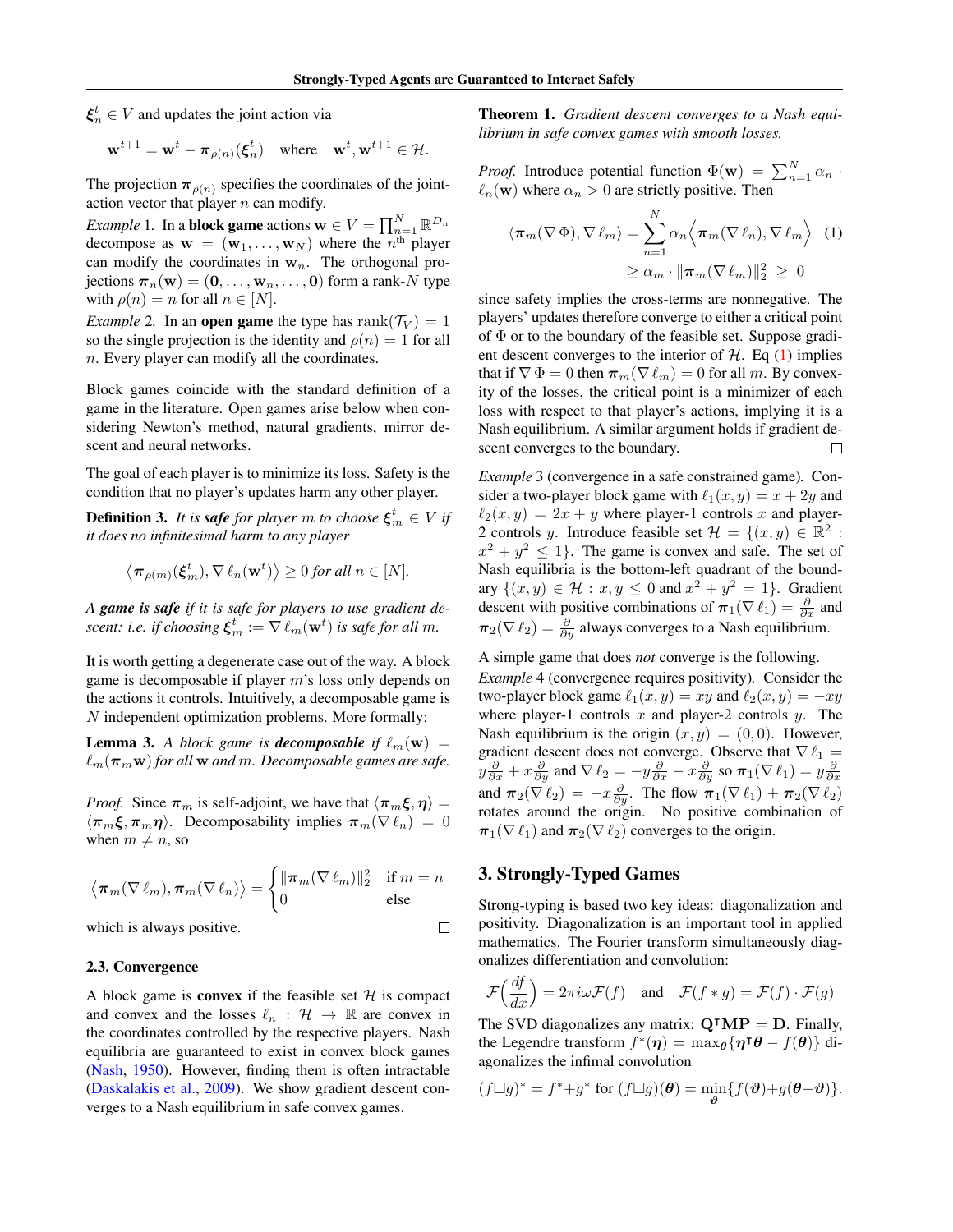$\boldsymbol{\xi}_n^t \in V$ and updates the joint action via

$$\mathbf{w}^{t+1} = \mathbf{w}^t - \boldsymbol{\pi}_{\rho(n)}(\boldsymbol{\xi}_n^t) \quad \text{where} \quad \mathbf{w}^t, \mathbf{w}^{t+1} \in \mathcal{H}.$$

The projection $\boldsymbol{\pi}_{\rho(n)}$ specifies the coordinates of the joint-action vector that player $n$ can modify.

*Example* 1. In a **block game** actions $\mathbf{w} \in V = \prod_{n=1}^{N} \mathbb{R}^{D_n}$ decompose as $\mathbf{w} = (\mathbf{w}_1, \ldots, \mathbf{w}_N)$ where the $n^{\text{th}}$ player can modify the coordinates in $\mathbf{w}_n$. The orthogonal projections $\boldsymbol{\pi}_n(\mathbf{w}) = (\mathbf{0}, \ldots, \mathbf{w}_n, \ldots, \mathbf{0})$ form a rank-$N$ type with $\rho(n) = n$ for all $n \in [N]$.

*Example* 2. In an **open game** the type has $\text{rank}(\mathcal{T}_V) = 1$ so the single projection is the identity and $\rho(n) = 1$ for all $n$. Every player can modify all the coordinates.

Block games coincide with the standard definition of a game in the literature. Open games arise below when considering Newton's method, natural gradients, mirror descent and neural networks.

The goal of each player is to minimize its loss. Safety is the condition that no player's updates harm any other player.

**Definition 3.** *It is **safe** for player $m$ to choose $\boldsymbol{\xi}_m^t \in V$ if it does no infinitesimal harm to any player*

$$\left\langle \boldsymbol{\pi}_{\rho(m)}(\boldsymbol{\xi}_m^t), \nabla \ell_n(\mathbf{w}^t) \right\rangle \geq 0 \text{ for all } n \in [N].$$

*A **game is safe** if it is safe for players to use gradient descent: i.e. if choosing $\boldsymbol{\xi}_m^t := \nabla \ell_m(\mathbf{w}^t)$ is safe for all $m$.*

It is worth getting a degenerate case out of the way. A block game is decomposable if player $m$'s loss only depends on the actions it controls. Intuitively, a decomposable game is $N$ independent optimization problems. More formally:

**Lemma 3.** *A block game is **decomposable** if $\ell_m(\mathbf{w}) = \ell_m(\boldsymbol{\pi}_m \mathbf{w})$ for all $\mathbf{w}$ and $m$. Decomposable games are safe.*

*Proof.* Since $\boldsymbol{\pi}_m$ is self-adjoint, we have that $\langle \boldsymbol{\pi}_m \boldsymbol{\xi}, \boldsymbol{\eta} \rangle = \langle \boldsymbol{\pi}_m \boldsymbol{\xi}, \boldsymbol{\pi}_m \boldsymbol{\eta} \rangle$. Decomposability implies $\boldsymbol{\pi}_m(\nabla \ell_n) = 0$ when $m \neq n$, so

$$\left\langle \boldsymbol{\pi}_m(\nabla \ell_m), \boldsymbol{\pi}_m(\nabla \ell_n) \right\rangle = \begin{cases} \|\boldsymbol{\pi}_m(\nabla \ell_m)\|_2^2 & \text{if } m = n \\ 0 & \text{else} \end{cases}$$

which is always positive. □

### 2.3. Convergence

A block game is **convex** if the feasible set $\mathcal{H}$ is compact and convex and the losses $\ell_n : \mathcal{H} \to \mathbb{R}$ are convex in the coordinates controlled by the respective players. Nash equilibria are guaranteed to exist in convex block games (Nash, 1950). However, finding them is often intractable (Daskalakis et al., 2009). We show gradient descent converges to a Nash equilibrium in safe convex games.

**Theorem 1.** *Gradient descent converges to a Nash equilibrium in safe convex games with smooth losses.*

*Proof.* Introduce potential function $\Phi(\mathbf{w}) = \sum_{n=1}^{N} \alpha_n \cdot \ell_n(\mathbf{w})$ where $\alpha_n > 0$ are strictly positive. Then

$$\langle \boldsymbol{\pi}_m(\nabla \Phi), \nabla \ell_m \rangle = \sum_{n=1}^{N} \alpha_n \left\langle \boldsymbol{\pi}_m(\nabla \ell_n), \nabla \ell_m \right\rangle \quad (1)$$
$$\geq \alpha_m \cdot \|\boldsymbol{\pi}_m(\nabla \ell_m)\|_2^2 \ \geq \ 0$$

since safety implies the cross-terms are nonnegative. The players' updates therefore converge to either a critical point of $\Phi$ or to the boundary of the feasible set. Suppose gradient descent converges to the interior of $\mathcal{H}$. Eq (1) implies that if $\nabla \Phi = 0$ then $\boldsymbol{\pi}_m(\nabla \ell_m) = 0$ for all $m$. By convexity of the losses, the critical point is a minimizer of each loss with respect to that player's actions, implying it is a Nash equilibrium. A similar argument holds if gradient descent converges to the boundary. □

*Example* 3 (convergence in a safe constrained game). Consider a two-player block game with $\ell_1(x, y) = x + 2y$ and $\ell_2(x, y) = 2x + y$ where player-1 controls $x$ and player-2 controls $y$. Introduce feasible set $\mathcal{H} = \{(x, y) \in \mathbb{R}^2 : x^2 + y^2 \leq 1\}$. The game is convex and safe. The set of Nash equilibria is the bottom-left quadrant of the boundary $\{(x, y) \in \mathcal{H} : x, y \leq 0 \text{ and } x^2 + y^2 = 1\}$. Gradient descent with positive combinations of $\boldsymbol{\pi}_1(\nabla \ell_1) = \frac{\partial}{\partial x}$ and $\boldsymbol{\pi}_2(\nabla \ell_2) = \frac{\partial}{\partial y}$ always converges to a Nash equilibrium.

A simple game that does *not* converge is the following.

*Example* 4 (convergence requires positivity). Consider the two-player block game $\ell_1(x, y) = xy$ and $\ell_2(x, y) = -xy$ where player-1 controls $x$ and player-2 controls $y$. The Nash equilibrium is the origin $(x, y) = (0, 0)$. However, gradient descent does not converge. Observe that $\nabla \ell_1 = y\frac{\partial}{\partial x} + x\frac{\partial}{\partial y}$ and $\nabla \ell_2 = -y\frac{\partial}{\partial x} - x\frac{\partial}{\partial y}$ so $\boldsymbol{\pi}_1(\nabla \ell_1) = y\frac{\partial}{\partial x}$ and $\boldsymbol{\pi}_2(\nabla \ell_2) = -x\frac{\partial}{\partial y}$. The flow $\boldsymbol{\pi}_1(\nabla \ell_1) + \boldsymbol{\pi}_2(\nabla \ell_2)$ rotates around the origin. No positive combination of $\boldsymbol{\pi}_1(\nabla \ell_1)$ and $\boldsymbol{\pi}_2(\nabla \ell_2)$ converges to the origin.

## 3. Strongly-Typed Games

Strong-typing is based two key ideas: diagonalization and positivity. Diagonalization is an important tool in applied mathematics. The Fourier transform simultaneously diagonalizes differentiation and convolution:

$$\mathcal{F}\left(\frac{df}{dx}\right) = 2\pi i\omega \mathcal{F}(f) \quad \text{and} \quad \mathcal{F}(f * g) = \mathcal{F}(f) \cdot \mathcal{F}(g)$$

The SVD diagonalizes any matrix: $\mathbf{Q}^\intercal \mathbf{M} \mathbf{P} = \mathbf{D}$. Finally, the Legendre transform $f^*(\boldsymbol{\eta}) = \max_{\boldsymbol{\theta}}\{\boldsymbol{\eta}^\intercal \boldsymbol{\theta} - f(\boldsymbol{\theta})\}$ diagonalizes the infimal convolution

$$(f \square g)^* = f^* + g^* \text{ for } (f \square g)(\boldsymbol{\theta}) = \min_{\boldsymbol{\vartheta}}\{f(\boldsymbol{\vartheta}) + g(\boldsymbol{\theta} - \boldsymbol{\vartheta})\}.$$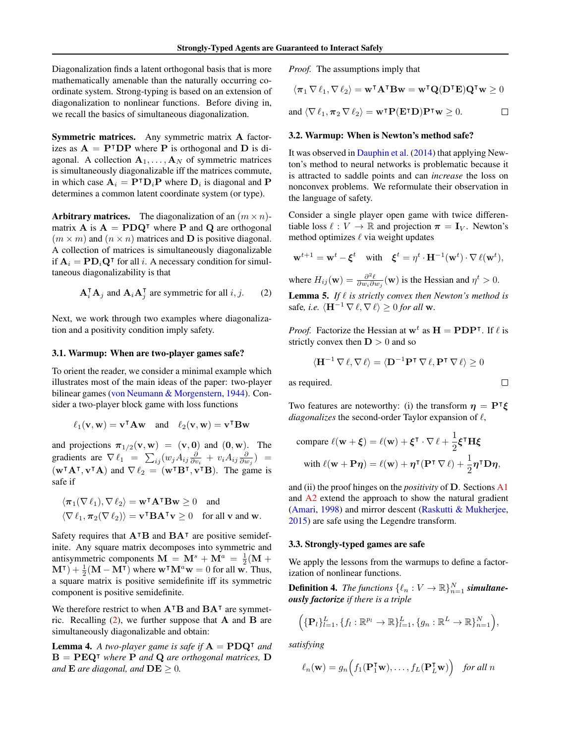Diagonalization finds a latent orthogonal basis that is more mathematically amenable than the naturally occurring coordinate system. Strong-typing is based on an extension of diagonalization to nonlinear functions. Before diving in, we recall the basics of simultaneous diagonalization.

**Symmetric matrices.** Any symmetric matrix $\mathbf{A}$ factorizes as $\mathbf{A} = \mathbf{P}^\intercal \mathbf{D} \mathbf{P}$ where $\mathbf{P}$ is orthogonal and $\mathbf{D}$ is diagonal. A collection $\mathbf{A}_1, \ldots, \mathbf{A}_N$ of symmetric matrices is simultaneously diagonalizable iff the matrices commute, in which case $\mathbf{A}_i = \mathbf{P}^\intercal \mathbf{D}_i \mathbf{P}$ where $\mathbf{D}_i$ is diagonal and $\mathbf{P}$ determines a common latent coordinate system (or type).

**Arbitrary matrices.** The diagonalization of an $(m \times n)$-matrix $\mathbf{A}$ is $\mathbf{A} = \mathbf{P}\mathbf{D}\mathbf{Q}^\intercal$ where $\mathbf{P}$ and $\mathbf{Q}$ are orthogonal $(m \times m)$ and $(n \times n)$ matrices and $\mathbf{D}$ is positive diagonal. A collection of matrices is simultaneously diagonalizable if $\mathbf{A}_i = \mathbf{P}\mathbf{D}_i\mathbf{Q}^\intercal$ for all $i$. A necessary condition for simultaneous diagonalizability is that

$$\mathbf{A}_i^\intercal \mathbf{A}_j \text{ and } \mathbf{A}_i \mathbf{A}_j^\intercal \text{ are symmetric for all } i, j. \tag{2}$$

Next, we work through two examples where diagonalization and a positivity condition imply safety.

### 3.1. Warmup: When are two-player games safe?

To orient the reader, we consider a minimal example which illustrates most of the main ideas of the paper: two-player bilinear games (von Neumann & Morgenstern, 1944). Consider a two-player block game with loss functions

$$\ell_1(\mathbf{v}, \mathbf{w}) = \mathbf{v}^\intercal \mathbf{A} \mathbf{w} \quad \text{and} \quad \ell_2(\mathbf{v}, \mathbf{w}) = \mathbf{v}^\intercal \mathbf{B} \mathbf{w}$$

and projections $\boldsymbol{\pi}_{1/2}(\mathbf{v}, \mathbf{w}) = (\mathbf{v}, \mathbf{0})$ and $(\mathbf{0}, \mathbf{w})$. The gradients are $\nabla \ell_1 = \sum_{ij} (w_j A_{ij} \frac{\partial}{\partial v_i} + v_i A_{ij} \frac{\partial}{\partial w_j}) = (\mathbf{w}^\intercal \mathbf{A}^\intercal, \mathbf{v}^\intercal \mathbf{A})$ and $\nabla \ell_2 = (\mathbf{w}^\intercal \mathbf{B}^\intercal, \mathbf{v}^\intercal \mathbf{B})$. The game is safe if

$$\langle \boldsymbol{\pi}_1(\nabla \ell_1), \nabla \ell_2 \rangle = \mathbf{w}^\intercal \mathbf{A}^\intercal \mathbf{B} \mathbf{w} \geq 0 \quad \text{and}$$
$$\langle \nabla \ell_1, \boldsymbol{\pi}_2(\nabla \ell_2) \rangle = \mathbf{v}^\intercal \mathbf{B} \mathbf{A}^\intercal \mathbf{v} \geq 0 \quad \text{for all } \mathbf{v} \text{ and } \mathbf{w}.$$

Safety requires that $\mathbf{A}^\intercal \mathbf{B}$ and $\mathbf{B}\mathbf{A}^\intercal$ are positive semidefinite. Any square matrix decomposes into symmetric and antisymmetric components $\mathbf{M} = \mathbf{M}^s + \mathbf{M}^a = \frac{1}{2}(\mathbf{M} + \mathbf{M}^\intercal) + \frac{1}{2}(\mathbf{M} - \mathbf{M}^\intercal)$ where $\mathbf{w}^\intercal \mathbf{M}^a \mathbf{w} = 0$ for all $\mathbf{w}$. Thus, a square matrix is positive semidefinite iff its symmetric component is positive semidefinite.

We therefore restrict to when $\mathbf{A}^\intercal \mathbf{B}$ and $\mathbf{B}\mathbf{A}^\intercal$ are symmetric. Recalling (2), we further suppose that $\mathbf{A}$ and $\mathbf{B}$ are simultaneously diagonalizable and obtain:

**Lemma 4.** *A two-player game is safe if $\mathbf{A} = \mathbf{P}\mathbf{D}\mathbf{Q}^\intercal$ and $\mathbf{B} = \mathbf{P}\mathbf{E}\mathbf{Q}^\intercal$ where $\mathbf{P}$ and $\mathbf{Q}$ are orthogonal matrices, $\mathbf{D}$ and $\mathbf{E}$ are diagonal, and $\mathbf{D}\mathbf{E} \geq 0$.*

*Proof.* The assumptions imply that

$$\langle \boldsymbol{\pi}_1 \nabla \ell_1, \nabla \ell_2 \rangle = \mathbf{w}^\intercal \mathbf{A}^\intercal \mathbf{B} \mathbf{w} = \mathbf{w}^\intercal \mathbf{Q}(\mathbf{D}^\intercal \mathbf{E}) \mathbf{Q}^\intercal \mathbf{w} \geq 0$$

and $\langle \nabla \ell_1, \boldsymbol{\pi}_2 \nabla \ell_2 \rangle = \mathbf{w}^\intercal \mathbf{P}(\mathbf{E}^\intercal \mathbf{D}) \mathbf{P}^\intercal \mathbf{w} \geq 0$. □

### 3.2. Warmup: When is Newton's method safe?

It was observed in Dauphin et al. (2014) that applying Newton's method to neural networks is problematic because it is attracted to saddle points and can *increase* the loss on nonconvex problems. We reformulate their observation in the language of safety.

Consider a single player open game with twice differentiable loss $\ell : V \to \mathbb{R}$ and projection $\boldsymbol{\pi} = \mathbf{I}_V$. Newton's method optimizes $\ell$ via weight updates

$$\mathbf{w}^{t+1} = \mathbf{w}^t - \boldsymbol{\xi}^t \quad \text{with} \quad \boldsymbol{\xi}^t = \eta^t \cdot \mathbf{H}^{-1}(\mathbf{w}^t) \cdot \nabla \ell(\mathbf{w}^t),$$

where $H_{ij}(\mathbf{w}) = \frac{\partial^2 \ell}{\partial w_i \partial w_j}(\mathbf{w})$ is the Hessian and $\eta^t > 0$.

**Lemma 5.** *If $\ell$ is strictly convex then Newton's method is* safe*, i.e. $\langle \mathbf{H}^{-1} \nabla \ell, \nabla \ell \rangle \geq 0$ for all $\mathbf{w}$.*

*Proof.* Factorize the Hessian at $\mathbf{w}^t$ as $\mathbf{H} = \mathbf{P}\mathbf{D}\mathbf{P}^\intercal$. If $\ell$ is strictly convex then $\mathbf{D} > 0$ and so

$$\langle \mathbf{H}^{-1} \nabla \ell, \nabla \ell \rangle = \langle \mathbf{D}^{-1} \mathbf{P}^\intercal \nabla \ell, \mathbf{P}^\intercal \nabla \ell \rangle \geq 0$$

as required. □

Two features are noteworthy: (i) the transform $\boldsymbol{\eta} = \mathbf{P}^\intercal \boldsymbol{\xi}$ *diagonalizes* the second-order Taylor expansion of $\ell$,

$$\text{compare } \ell(\mathbf{w} + \boldsymbol{\xi}) = \ell(\mathbf{w}) + \boldsymbol{\xi}^\intercal \cdot \nabla \ell + \frac{1}{2} \boldsymbol{\xi}^\intercal \mathbf{H} \boldsymbol{\xi}$$
$$\text{with } \ell(\mathbf{w} + \mathbf{P}\boldsymbol{\eta}) = \ell(\mathbf{w}) + \boldsymbol{\eta}^\intercal (\mathbf{P}^\intercal \nabla \ell) + \frac{1}{2} \boldsymbol{\eta}^\intercal \mathbf{D} \boldsymbol{\eta},$$

and (ii) the proof hinges on the *positivity* of $\mathbf{D}$. Sections A1 and A2 extend the approach to show the natural gradient (Amari, 1998) and mirror descent (Raskutti & Mukherjee, 2015) are safe using the Legendre transform.

### 3.3. Strongly-typed games are safe

We apply the lessons from the warmups to define a factorization of nonlinear functions.

**Definition 4.** *The functions $\{\ell_n : V \to \mathbb{R}\}_{n=1}^N$* ***simultaneously factorize*** *if there is a triple*

$$\Big( \{\mathbf{P}_l\}_{l=1}^L, \{f_l : \mathbb{R}^{p_l} \to \mathbb{R}\}_{l=1}^L, \{g_n : \mathbb{R}^L \to \mathbb{R}\}_{n=1}^N \Big),$$

*satisfying*

$$\ell_n(\mathbf{w}) = g_n\Big( f_1(\mathbf{P}_1^\intercal \mathbf{w}), \ldots, f_L(\mathbf{P}_L^\intercal \mathbf{w}) \Big) \quad \text{for all } n$$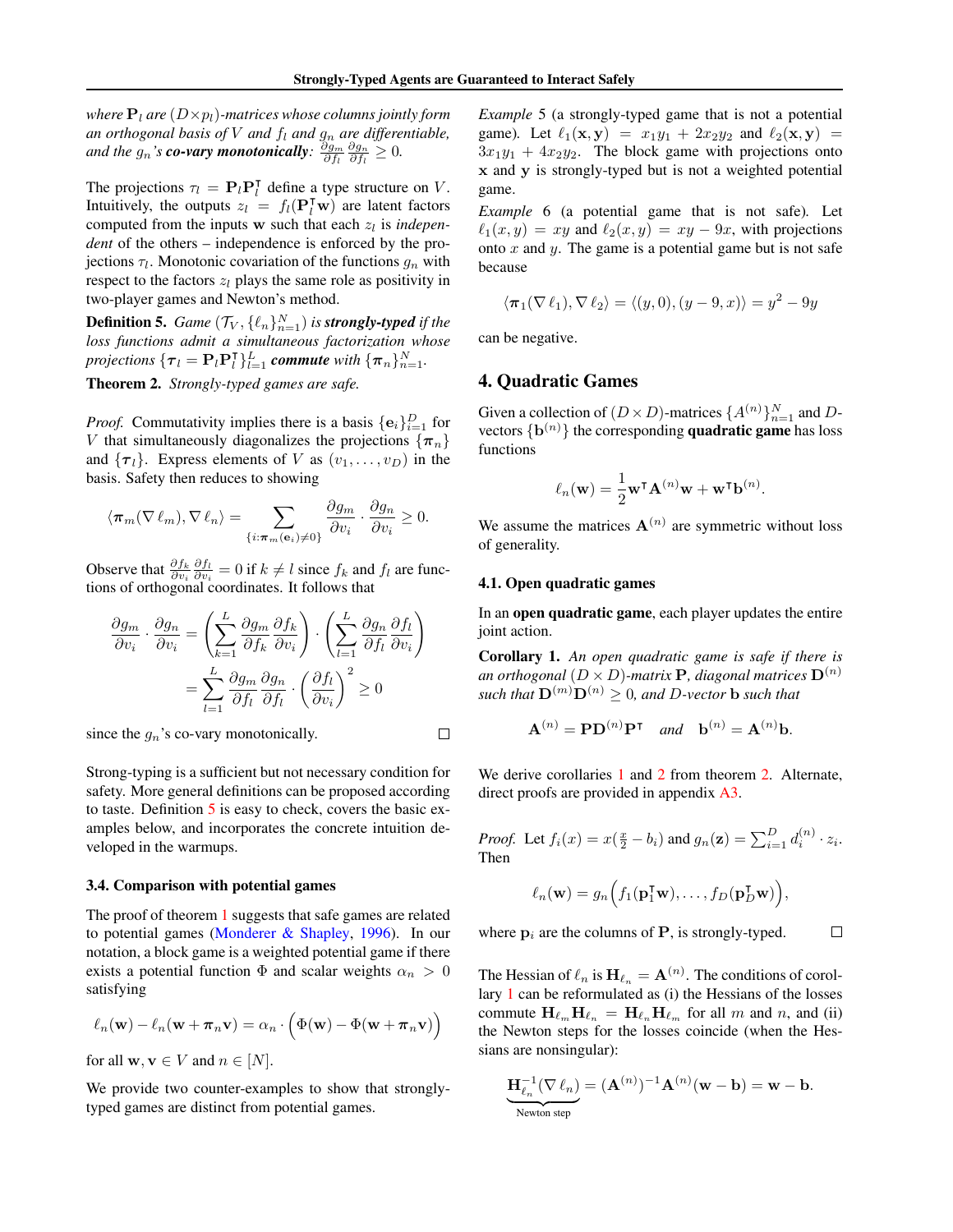*where* $\mathbf{P}_l$ *are* $(D\times p_l)$*-matrices whose columns jointly form an orthogonal basis of* $V$ *and* $f_l$ *and* $g_n$ *are differentiable, and the* $g_n$*'s* ***co-vary monotonically****:* $\frac{\partial g_m}{\partial f_l}\frac{\partial g_n}{\partial f_l}\geq 0$.

The projections $\tau_l = \mathbf{P}_l\mathbf{P}_l^\intercal$ define a type structure on $V$. Intuitively, the outputs $z_l = f_l(\mathbf{P}_l^\intercal \mathbf{w})$ are latent factors computed from the inputs $\mathbf{w}$ such that each $z_l$ is *independent* of the others – independence is enforced by the projections $\tau_l$. Monotonic covariation of the functions $g_n$ with respect to the factors $z_l$ plays the same role as positivity in two-player games and Newton's method.

**Definition 5.** *Game* $(\mathcal{T}_V, \{\ell_n\}_{n=1}^N)$ *is* ***strongly-typed*** *if the loss functions admit a simultaneous factorization whose projections* $\{\boldsymbol{\tau}_l = \mathbf{P}_l\mathbf{P}_l^\intercal\}_{l=1}^L$ ***commute*** *with* $\{\boldsymbol{\pi}_n\}_{n=1}^N$.

**Theorem 2.** *Strongly-typed games are safe.*

*Proof.* Commutativity implies there is a basis $\{\mathbf{e}_i\}_{i=1}^D$ for $V$ that simultaneously diagonalizes the projections $\{\boldsymbol{\pi}_n\}$ and $\{\boldsymbol{\tau}_l\}$. Express elements of $V$ as $(v_1,\ldots,v_D)$ in the basis. Safety then reduces to showing

$$\langle \boldsymbol{\pi}_m(\nabla \ell_m), \nabla \ell_n\rangle = \sum_{\{i:\boldsymbol{\pi}_m(\mathbf{e}_i)\neq 0\}} \frac{\partial g_m}{\partial v_i}\cdot\frac{\partial g_n}{\partial v_i}\geq 0.$$

Observe that $\frac{\partial f_k}{\partial v_i}\frac{\partial f_l}{\partial v_i} = 0$ if $k\neq l$ since $f_k$ and $f_l$ are functions of orthogonal coordinates. It follows that

$$\begin{aligned}\frac{\partial g_m}{\partial v_i}\cdot\frac{\partial g_n}{\partial v_i} &= \left(\sum_{k=1}^L \frac{\partial g_m}{\partial f_k}\frac{\partial f_k}{\partial v_i}\right)\cdot\left(\sum_{l=1}^L \frac{\partial g_n}{\partial f_l}\frac{\partial f_l}{\partial v_i}\right)\\ &= \sum_{l=1}^L \frac{\partial g_m}{\partial f_l}\frac{\partial g_n}{\partial f_l}\cdot\left(\frac{\partial f_l}{\partial v_i}\right)^2\geq 0\end{aligned}$$

since the $g_n$'s co-vary monotonically. □

Strong-typing is a sufficient but not necessary condition for safety. More general definitions can be proposed according to taste. Definition 5 is easy to check, covers the basic examples below, and incorporates the concrete intuition developed in the warmups.

### 3.4. Comparison with potential games

The proof of theorem 1 suggests that safe games are related to potential games (Monderer & Shapley, 1996). In our notation, a block game is a weighted potential game if there exists a potential function $\Phi$ and scalar weights $\alpha_n > 0$ satisfying

$$\ell_n(\mathbf{w}) - \ell_n(\mathbf{w}+\boldsymbol{\pi}_n\mathbf{v}) = \alpha_n\cdot\Big(\Phi(\mathbf{w}) - \Phi(\mathbf{w}+\boldsymbol{\pi}_n\mathbf{v})\Big)$$

for all $\mathbf{w},\mathbf{v}\in V$ and $n\in[N]$.

We provide two counter-examples to show that strongly-typed games are distinct from potential games.

*Example* 5 (a strongly-typed game that is not a potential game). Let $\ell_1(\mathbf{x},\mathbf{y}) = x_1y_1 + 2x_2y_2$ and $\ell_2(\mathbf{x},\mathbf{y}) = 3x_1y_1 + 4x_2y_2$. The block game with projections onto $\mathbf{x}$ and $\mathbf{y}$ is strongly-typed but is not a weighted potential game.

*Example* 6 (a potential game that is not safe). Let $\ell_1(x,y) = xy$ and $\ell_2(x,y) = xy - 9x$, with projections onto $x$ and $y$. The game is a potential game but is not safe because

$$\langle \boldsymbol{\pi}_1(\nabla \ell_1), \nabla\ell_2\rangle = \langle (y,0),(y-9,x)\rangle = y^2 - 9y$$

can be negative.

## 4. Quadratic Games

Given a collection of $(D\times D)$-matrices $\{A^{(n)}\}_{n=1}^N$ and $D$-vectors $\{\mathbf{b}^{(n)}\}$ the corresponding **quadratic game** has loss functions

$$\ell_n(\mathbf{w}) = \frac{1}{2}\mathbf{w}^\intercal\mathbf{A}^{(n)}\mathbf{w} + \mathbf{w}^\intercal\mathbf{b}^{(n)}.$$

We assume the matrices $\mathbf{A}^{(n)}$ are symmetric without loss of generality.

### 4.1. Open quadratic games

In an **open quadratic game**, each player updates the entire joint action.

**Corollary 1.** *An open quadratic game is safe if there is an orthogonal* $(D\times D)$*-matrix* $\mathbf{P}$*, diagonal matrices* $\mathbf{D}^{(n)}$ *such that* $\mathbf{D}^{(m)}\mathbf{D}^{(n)}\geq 0$*, and* $D$*-vector* $\mathbf{b}$ *such that*

$$\mathbf{A}^{(n)} = \mathbf{P}\mathbf{D}^{(n)}\mathbf{P}^\intercal \quad\text{and}\quad \mathbf{b}^{(n)} = \mathbf{A}^{(n)}\mathbf{b}.$$

We derive corollaries 1 and 2 from theorem 2. Alternate, direct proofs are provided in appendix A3.

*Proof.* Let $f_i(x) = x(\frac{x}{2}-b_i)$ and $g_n(\mathbf{z}) = \sum_{i=1}^D d_i^{(n)}\cdot z_i$. Then

$$\ell_n(\mathbf{w}) = g_n\Big(f_1(\mathbf{p}_1^\intercal\mathbf{w}),\ldots,f_D(\mathbf{p}_D^\intercal\mathbf{w})\Big),$$

where $\mathbf{p}_i$ are the columns of $\mathbf{P}$, is strongly-typed. □

The Hessian of $\ell_n$ is $\mathbf{H}_{\ell_n} = \mathbf{A}^{(n)}$. The conditions of corollary 1 can be reformulated as (i) the Hessians of the losses commute $\mathbf{H}_{\ell_m}\mathbf{H}_{\ell_n} = \mathbf{H}_{\ell_n}\mathbf{H}_{\ell_m}$ for all $m$ and $n$, and (ii) the Newton steps for the losses coincide (when the Hessians are nonsingular):

$$\underbrace{\mathbf{H}_{\ell_n}^{-1}(\nabla\ell_n)}_{\text{Newton step}} = (\mathbf{A}^{(n)})^{-1}\mathbf{A}^{(n)}(\mathbf{w}-\mathbf{b}) = \mathbf{w}-\mathbf{b}.$$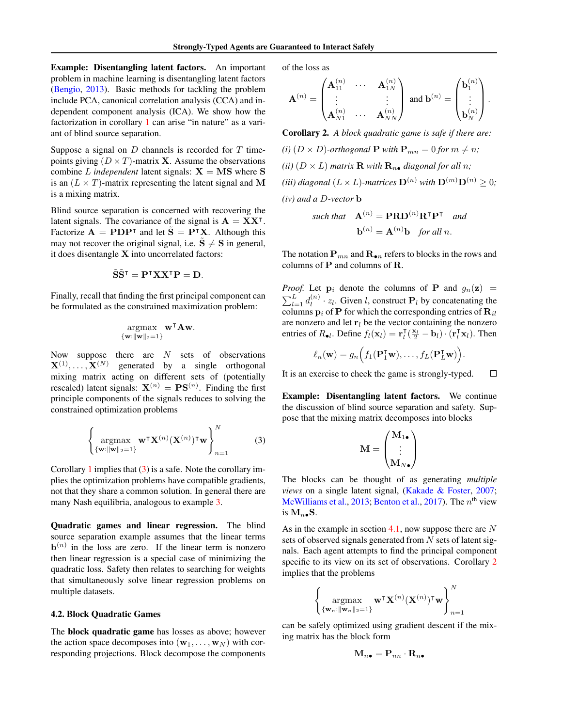**Example: Disentangling latent factors.** An important problem in machine learning is disentangling latent factors (Bengio, 2013). Basic methods for tackling the problem include PCA, canonical correlation analysis (CCA) and independent component analysis (ICA). We show how the factorization in corollary 1 can arise "in nature" as a variant of blind source separation.

Suppose a signal on $D$ channels is recorded for $T$ time-points giving $(D \times T)$-matrix $\mathbf{X}$. Assume the observations combine $L$ *independent* latent signals: $\mathbf{X} = \mathbf{MS}$ where $\mathbf{S}$ is an $(L \times T)$-matrix representing the latent signal and $\mathbf{M}$ is a mixing matrix.

Blind source separation is concerned with recovering the latent signals. The covariance of the signal is $\mathbf{A} = \mathbf{XX}^\intercal$. Factorize $\mathbf{A} = \mathbf{PDP}^\intercal$ and let $\tilde{\mathbf{S}} = \mathbf{P}^\intercal\mathbf{X}$. Although this may not recover the original signal, i.e. $\tilde{\mathbf{S}} \neq \mathbf{S}$ in general, it does disentangle $\mathbf{X}$ into uncorrelated factors:

$$\tilde{\mathbf{S}}\tilde{\mathbf{S}}^\intercal = \mathbf{P}^\intercal\mathbf{XX}^\intercal\mathbf{P} = \mathbf{D}.$$

Finally, recall that finding the first principal component can be formulated as the constrained maximization problem:

$$\underset{\{\mathbf{w}:\|\mathbf{w}\|_2=1\}}{\text{argmax}} \;\; \mathbf{w}^\intercal\mathbf{A}\mathbf{w}.$$

Now suppose there are $N$ sets of observations $\mathbf{X}^{(1)}, \ldots, \mathbf{X}^{(N)}$ generated by a single orthogonal mixing matrix acting on different sets of (potentially rescaled) latent signals: $\mathbf{X}^{(n)} = \mathbf{PS}^{(n)}$. Finding the first principle components of the signals reduces to solving the constrained optimization problems

$$\left\{ \underset{\{\mathbf{w}:\|\mathbf{w}\|_2=1\}}{\text{argmax}} \;\; \mathbf{w}^\intercal\mathbf{X}^{(n)}(\mathbf{X}^{(n)})^\intercal\mathbf{w} \right\}_{n=1}^{N} \tag{3}$$

Corollary 1 implies that (3) is a safe. Note the corollary implies the optimization problems have compatible gradients, not that they share a common solution. In general there are many Nash equilibria, analogous to example 3.

**Quadratic games and linear regression.** The blind source separation example assumes that the linear terms $\mathbf{b}^{(n)}$ in the loss are zero. If the linear term is nonzero then linear regression is a special case of minimizing the quadratic loss. Safety then relates to searching for weights that simultaneously solve linear regression problems on multiple datasets.

### 4.2. Block Quadratic Games

The **block quadratic game** has losses as above; however the action space decomposes into $(\mathbf{w}_1, \ldots, \mathbf{w}_N)$ with corresponding projections. Block decompose the components of the loss as

$$\mathbf{A}^{(n)} = \begin{pmatrix} \mathbf{A}_{11}^{(n)} & \cdots & \mathbf{A}_{1N}^{(n)} \\ \vdots & & \vdots \\ \mathbf{A}_{N1}^{(n)} & \cdots & \mathbf{A}_{NN}^{(n)} \end{pmatrix} \text{ and } \mathbf{b}^{(n)} = \begin{pmatrix} \mathbf{b}_1^{(n)} \\ \vdots \\ \mathbf{b}_N^{(n)} \end{pmatrix}.$$

**Corollary 2.** *A block quadratic game is safe if there are:*

*(i) $(D \times D)$-orthogonal $\mathbf{P}$ with $\mathbf{P}_{mn} = 0$ for $m \neq n$;*

*(ii) $(D \times L)$ matrix $\mathbf{R}$ with $\mathbf{R}_{n\bullet}$ diagonal for all $n$;*

*(iii) diagonal $(L \times L)$-matrices $\mathbf{D}^{(n)}$ with $\mathbf{D}^{(m)}\mathbf{D}^{(n)} \geq 0$;*

*(iv) and a $D$-vector $\mathbf{b}$*

$$\textit{such that} \quad \mathbf{A}^{(n)} = \mathbf{PRD}^{(n)}\mathbf{R}^\intercal\mathbf{P}^\intercal \quad \textit{and}$$
$$\mathbf{b}^{(n)} = \mathbf{A}^{(n)}\mathbf{b} \quad \textit{for all } n.$$

The notation $\mathbf{P}_{mn}$ and $\mathbf{R}_{\bullet n}$ refers to blocks in the rows and columns of $\mathbf{P}$ and columns of $\mathbf{R}$.

*Proof.* Let $\mathbf{p}_i$ denote the columns of $\mathbf{P}$ and $g_n(\mathbf{z}) = \sum_{l=1}^{L} d_l^{(n)} \cdot z_l$. Given $l$, construct $\mathbf{P}_l$ by concatenating the columns $\mathbf{p}_i$ of $\mathbf{P}$ for which the corresponding entries of $\mathbf{R}_{il}$ are nonzero and let $\mathbf{r}_l$ be the vector containing the nonzero entries of $R_{\bullet l}$. Define $f_l(\mathbf{x}_l) = \mathbf{r}_l^\intercal(\frac{\mathbf{x}_l}{2} - \mathbf{b}_l) \cdot (\mathbf{r}_l^\intercal\mathbf{x}_l)$. Then

$$\ell_n(\mathbf{w}) = g_n\Big(f_1(\mathbf{P}_1^\intercal\mathbf{w}), \ldots, f_L(\mathbf{P}_L^\intercal\mathbf{w})\Big).$$

It is an exercise to check the game is strongly-typed. □

**Example: Disentangling latent factors.** We continue the discussion of blind source separation and safety. Suppose that the mixing matrix decomposes into blocks

$$\mathbf{M} = \begin{pmatrix} \mathbf{M}_{1\bullet} \\ \vdots \\ \mathbf{M}_{N\bullet} \end{pmatrix}$$

The blocks can be thought of as generating *multiple views* on a single latent signal, (Kakade & Foster, 2007; McWilliams et al., 2013; Benton et al., 2017). The $n^{\text{th}}$ view is $\mathbf{M}_{n\bullet}\mathbf{S}$.

As in the example in section 4.1, now suppose there are $N$ sets of observed signals generated from $N$ sets of latent signals. Each agent attempts to find the principal component specific to its view on its set of observations. Corollary 2 implies that the problems

$$\left\{ \underset{\{\mathbf{w}_n:\|\mathbf{w}_n\|_2=1\}}{\text{argmax}} \;\; \mathbf{w}^\intercal\mathbf{X}^{(n)}(\mathbf{X}^{(n)})^\intercal\mathbf{w} \right\}_{n=1}^{N}$$

can be safely optimized using gradient descent if the mixing matrix has the block form

$$\mathbf{M}_{n\bullet} = \mathbf{P}_{nn} \cdot \mathbf{R}_{n\bullet}$$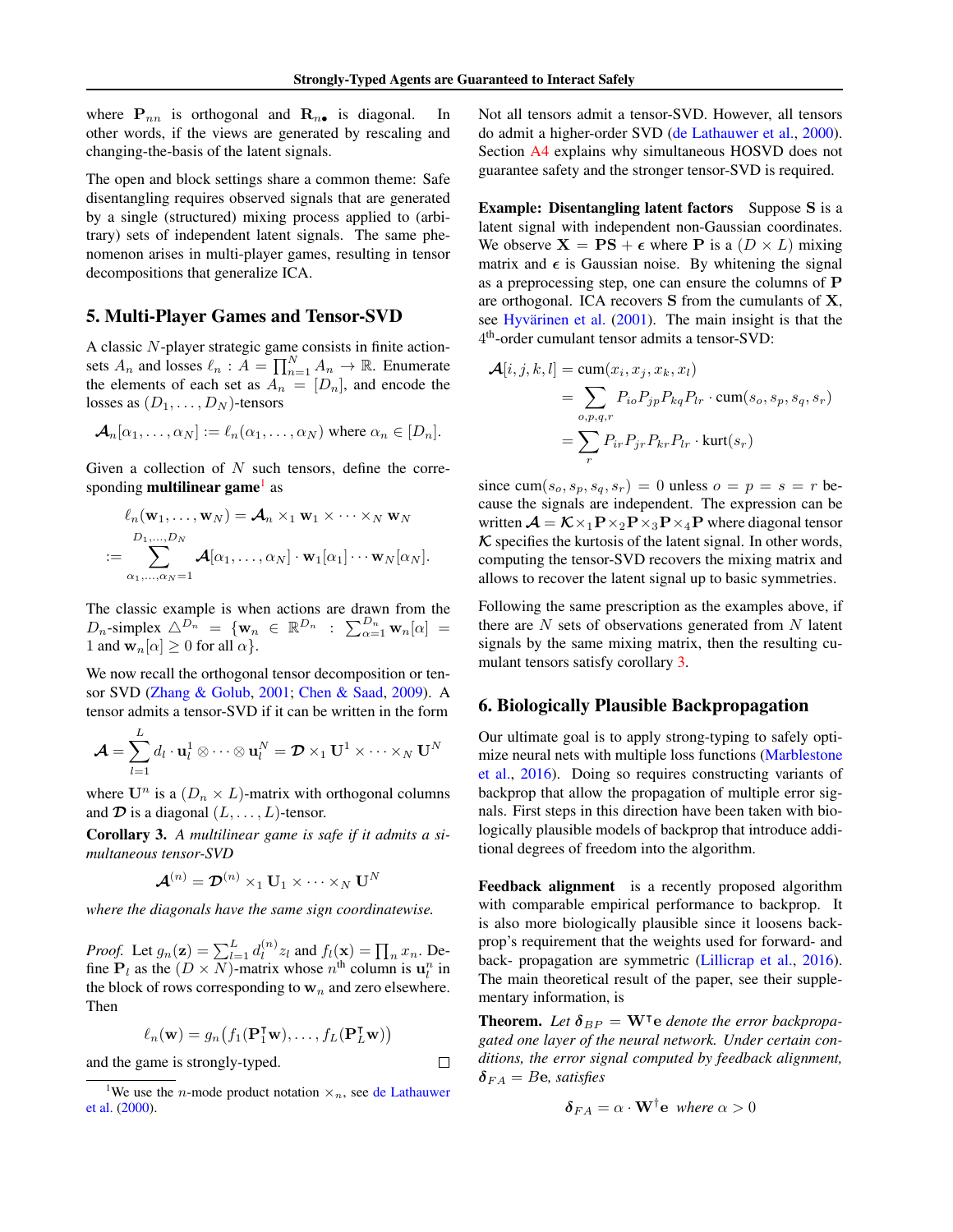where $\mathbf{P}_{nn}$ is orthogonal and $\mathbf{R}_{n\bullet}$ is diagonal. In other words, if the views are generated by rescaling and changing-the-basis of the latent signals.

The open and block settings share a common theme: Safe disentangling requires observed signals that are generated by a single (structured) mixing process applied to (arbitrary) sets of independent latent signals. The same phenomenon arises in multi-player games, resulting in tensor decompositions that generalize ICA.

## 5. Multi-Player Games and Tensor-SVD

A classic $N$-player strategic game consists in finite action-sets $A_n$ and losses $\ell_n : A = \prod_{n=1}^N A_n \to \mathbb{R}$. Enumerate the elements of each set as $A_n = [D_n]$, and encode the losses as $(D_1, \ldots, D_N)$-tensors

$$\boldsymbol{\mathcal{A}}_n[\alpha_1, \ldots, \alpha_N] := \ell_n(\alpha_1, \ldots, \alpha_N) \text{ where } \alpha_n \in [D_n].$$

Given a collection of $N$ such tensors, define the corresponding **multilinear game**[1] as

$$\ell_n(\mathbf{w}_1, \ldots, \mathbf{w}_N) = \boldsymbol{\mathcal{A}}_n \times_1 \mathbf{w}_1 \times \cdots \times_N \mathbf{w}_N$$
$$:= \sum_{\alpha_1, \ldots, \alpha_N = 1}^{D_1, \ldots, D_N} \boldsymbol{\mathcal{A}}[\alpha_1, \ldots, \alpha_N] \cdot \mathbf{w}_1[\alpha_1] \cdots \mathbf{w}_N[\alpha_N].$$

The classic example is when actions are drawn from the $D_n$-simplex $\triangle^{D_n} = \{\mathbf{w}_n \in \mathbb{R}^{D_n} : \sum_{\alpha=1}^{D_n} \mathbf{w}_n[\alpha] = 1 \text{ and } \mathbf{w}_n[\alpha] \geq 0 \text{ for all } \alpha\}$.

We now recall the orthogonal tensor decomposition or tensor SVD (Zhang & Golub, 2001; Chen & Saad, 2009). A tensor admits a tensor-SVD if it can be written in the form

$$\boldsymbol{\mathcal{A}} = \sum_{l=1}^{L} d_l \cdot \mathbf{u}_l^1 \otimes \cdots \otimes \mathbf{u}_l^N = \boldsymbol{\mathcal{D}} \times_1 \mathbf{U}^1 \times \cdots \times_N \mathbf{U}^N$$

where $\mathbf{U}^n$ is a $(D_n \times L)$-matrix with orthogonal columns and $\boldsymbol{\mathcal{D}}$ is a diagonal $(L, \ldots, L)$-tensor.

**Corollary 3.** *A multilinear game is safe if it admits a simultaneous tensor-SVD*

$$\boldsymbol{\mathcal{A}}^{(n)} = \boldsymbol{\mathcal{D}}^{(n)} \times_1 \mathbf{U}_1 \times \cdots \times_N \mathbf{U}^N$$

*where the diagonals have the same sign coordinatewise.*

*Proof.* Let $g_n(\mathbf{z}) = \sum_{l=1}^{L} d_l^{(n)} z_l$ and $f_l(\mathbf{x}) = \prod_n x_n$. Define $\mathbf{P}_l$ as the $(D \times N)$-matrix whose $n^{\text{th}}$ column is $\mathbf{u}_l^n$ in the block of rows corresponding to $\mathbf{w}_n$ and zero elsewhere. Then

$$\ell_n(\mathbf{w}) = g_n\big(f_1(\mathbf{P}_1^\intercal \mathbf{w}), \ldots, f_L(\mathbf{P}_L^\intercal \mathbf{w})\big)$$

and the game is strongly-typed. $\square$

[1] We use the $n$-mode product notation $\times_n$, see de Lathauwer et al. (2000).

Not all tensors admit a tensor-SVD. However, all tensors do admit a higher-order SVD (de Lathauwer et al., 2000). Section A4 explains why simultaneous HOSVD does not guarantee safety and the stronger tensor-SVD is required.

**Example: Disentangling latent factors** Suppose $\mathbf{S}$ is a latent signal with independent non-Gaussian coordinates. We observe $\mathbf{X} = \mathbf{PS} + \boldsymbol{\epsilon}$ where $\mathbf{P}$ is a $(D \times L)$ mixing matrix and $\boldsymbol{\epsilon}$ is Gaussian noise. By whitening the signal as a preprocessing step, one can ensure the columns of $\mathbf{P}$ are orthogonal. ICA recovers $\mathbf{S}$ from the cumulants of $\mathbf{X}$, see Hyvärinen et al. (2001). The main insight is that the $4^{\text{th}}$-order cumulant tensor admits a tensor-SVD:

$$\begin{aligned}
\boldsymbol{\mathcal{A}}[i,j,k,l] &= \text{cum}(x_i, x_j, x_k, x_l) \\
&= \sum_{o,p,q,r} P_{io} P_{jp} P_{kq} P_{lr} \cdot \text{cum}(s_o, s_p, s_q, s_r) \\
&= \sum_{r} P_{ir} P_{jr} P_{kr} P_{lr} \cdot \text{kurt}(s_r)
\end{aligned}$$

since $\text{cum}(s_o, s_p, s_q, s_r) = 0$ unless $o = p = s = r$ because the signals are independent. The expression can be written $\boldsymbol{\mathcal{A}} = \boldsymbol{\mathcal{K}} \times_1 \mathbf{P} \times_2 \mathbf{P} \times_3 \mathbf{P} \times_4 \mathbf{P}$ where diagonal tensor $\boldsymbol{\mathcal{K}}$ specifies the kurtosis of the latent signal. In other words, computing the tensor-SVD recovers the mixing matrix and allows to recover the latent signal up to basic symmetries.

Following the same prescription as the examples above, if there are $N$ sets of observations generated from $N$ latent signals by the same mixing matrix, then the resulting cumulant tensors satisfy corollary 3.

## 6. Biologically Plausible Backpropagation

Our ultimate goal is to apply strong-typing to safely optimize neural nets with multiple loss functions (Marblestone et al., 2016). Doing so requires constructing variants of backprop that allow the propagation of multiple error signals. First steps in this direction have been taken with biologically plausible models of backprop that introduce additional degrees of freedom into the algorithm.

**Feedback alignment** is a recently proposed algorithm with comparable empirical performance to backprop. It is also more biologically plausible since it loosens backprop's requirement that the weights used for forward- and back- propagation are symmetric (Lillicrap et al., 2016). The main theoretical result of the paper, see their supplementary information, is

**Theorem.** *Let $\boldsymbol{\delta}_{BP} = \mathbf{W}^\intercal \mathbf{e}$ denote the error backpropagated one layer of the neural network. Under certain conditions, the error signal computed by feedback alignment, $\boldsymbol{\delta}_{FA} = B\mathbf{e}$, satisfies*

$$\boldsymbol{\delta}_{FA} = \alpha \cdot \mathbf{W}^\dagger \mathbf{e} \;\; \textit{where } \alpha > 0$$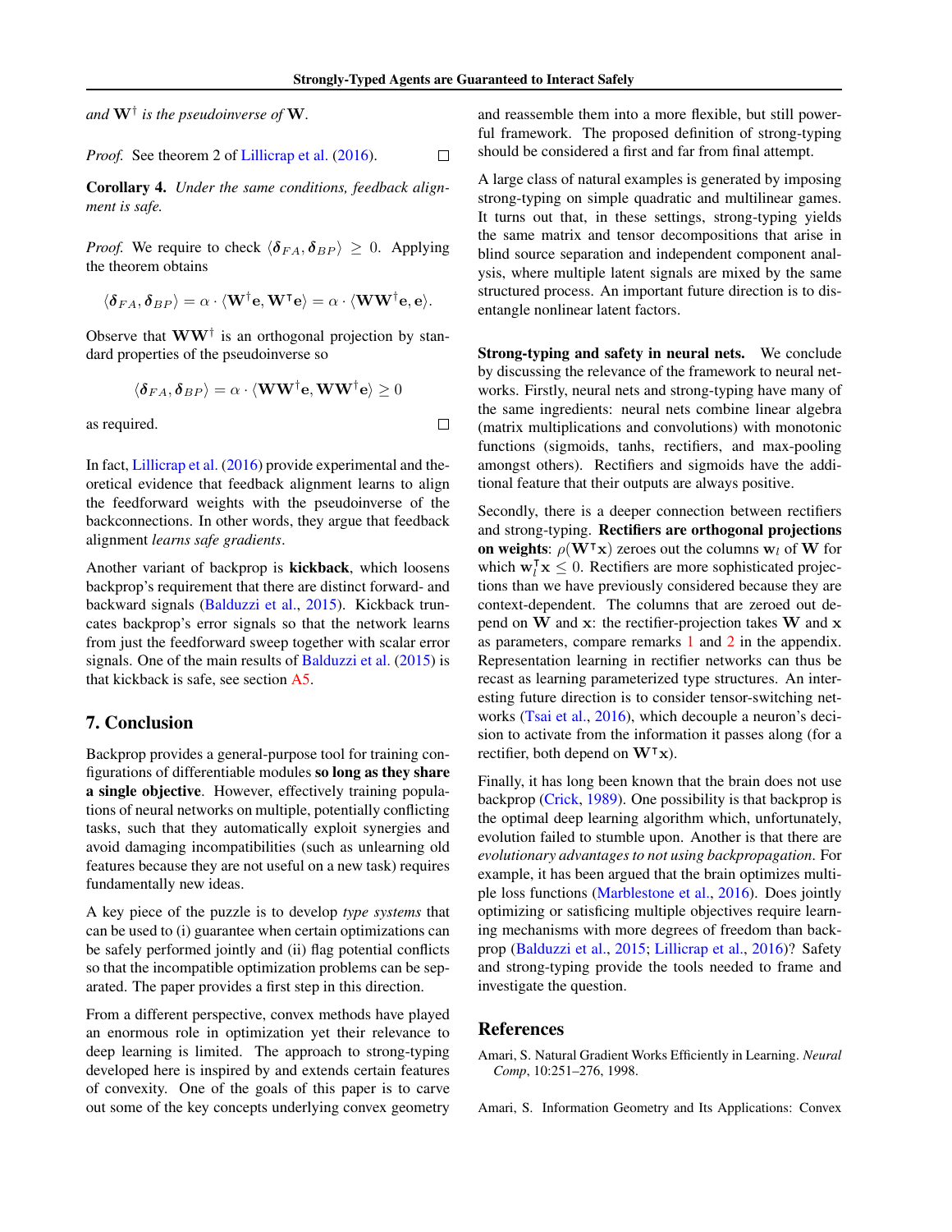*and* $\mathbf{W}^\dagger$ *is the pseudoinverse of* $\mathbf{W}$.

*Proof.* See theorem 2 of Lillicrap et al. (2016). □

**Corollary 4.** *Under the same conditions, feedback alignment is safe.*

*Proof.* We require to check $\langle \boldsymbol{\delta}_{FA}, \boldsymbol{\delta}_{BP} \rangle \geq 0$. Applying the theorem obtains

$$\langle \boldsymbol{\delta}_{FA}, \boldsymbol{\delta}_{BP} \rangle = \alpha \cdot \langle \mathbf{W}^\dagger \mathbf{e}, \mathbf{W}^\intercal \mathbf{e} \rangle = \alpha \cdot \langle \mathbf{W}\mathbf{W}^\dagger \mathbf{e}, \mathbf{e} \rangle.$$

Observe that $\mathbf{W}\mathbf{W}^\dagger$ is an orthogonal projection by standard properties of the pseudoinverse so

$$\langle \boldsymbol{\delta}_{FA}, \boldsymbol{\delta}_{BP} \rangle = \alpha \cdot \langle \mathbf{W}\mathbf{W}^\dagger \mathbf{e}, \mathbf{W}\mathbf{W}^\dagger \mathbf{e} \rangle \geq 0$$

as required. □

In fact, Lillicrap et al. (2016) provide experimental and theoretical evidence that feedback alignment learns to align the feedforward weights with the pseudoinverse of the backconnections. In other words, they argue that feedback alignment *learns safe gradients*.

Another variant of backprop is **kickback**, which loosens backprop's requirement that there are distinct forward- and backward signals (Balduzzi et al., 2015). Kickback truncates backprop's error signals so that the network learns from just the feedforward sweep together with scalar error signals. One of the main results of Balduzzi et al. (2015) is that kickback is safe, see section A5.

## 7. Conclusion

Backprop provides a general-purpose tool for training configurations of differentiable modules **so long as they share a single objective**. However, effectively training populations of neural networks on multiple, potentially conflicting tasks, such that they automatically exploit synergies and avoid damaging incompatibilities (such as unlearning old features because they are not useful on a new task) requires fundamentally new ideas.

A key piece of the puzzle is to develop *type systems* that can be used to (i) guarantee when certain optimizations can be safely performed jointly and (ii) flag potential conflicts so that the incompatible optimization problems can be separated. The paper provides a first step in this direction.

From a different perspective, convex methods have played an enormous role in optimization yet their relevance to deep learning is limited. The approach to strong-typing developed here is inspired by and extends certain features of convexity. One of the goals of this paper is to carve out some of the key concepts underlying convex geometry and reassemble them into a more flexible, but still powerful framework. The proposed definition of strong-typing should be considered a first and far from final attempt.

A large class of natural examples is generated by imposing strong-typing on simple quadratic and multilinear games. It turns out that, in these settings, strong-typing yields the same matrix and tensor decompositions that arise in blind source separation and independent component analysis, where multiple latent signals are mixed by the same structured process. An important future direction is to disentangle nonlinear latent factors.

**Strong-typing and safety in neural nets.** We conclude by discussing the relevance of the framework to neural networks. Firstly, neural nets and strong-typing have many of the same ingredients: neural nets combine linear algebra (matrix multiplications and convolutions) with monotonic functions (sigmoids, tanhs, rectifiers, and max-pooling amongst others). Rectifiers and sigmoids have the additional feature that their outputs are always positive.

Secondly, there is a deeper connection between rectifiers and strong-typing. **Rectifiers are orthogonal projections on weights**: $\rho(\mathbf{W}^\intercal \mathbf{x})$ zeroes out the columns $\mathbf{w}_l$ of $\mathbf{W}$ for which $\mathbf{w}_l^\intercal \mathbf{x} \leq 0$. Rectifiers are more sophisticated projections than we have previously considered because they are context-dependent. The columns that are zeroed out depend on $\mathbf{W}$ and $\mathbf{x}$: the rectifier-projection takes $\mathbf{W}$ and $\mathbf{x}$ as parameters, compare remarks 1 and 2 in the appendix. Representation learning in rectifier networks can thus be recast as learning parameterized type structures. An interesting future direction is to consider tensor-switching networks (Tsai et al., 2016), which decouple a neuron's decision to activate from the information it passes along (for a rectifier, both depend on $\mathbf{W}^\intercal \mathbf{x}$).

Finally, it has long been known that the brain does not use backprop (Crick, 1989). One possibility is that backprop is the optimal deep learning algorithm which, unfortunately, evolution failed to stumble upon. Another is that there are *evolutionary advantages to not using backpropagation*. For example, it has been argued that the brain optimizes multiple loss functions (Marblestone et al., 2016). Does jointly optimizing or satisficing multiple objectives require learning mechanisms with more degrees of freedom than backprop (Balduzzi et al., 2015; Lillicrap et al., 2016)? Safety and strong-typing provide the tools needed to frame and investigate the question.

## References

Amari, S. Natural Gradient Works Efficiently in Learning. *Neural Comp*, 10:251–276, 1998.

Amari, S. Information Geometry and Its Applications: Convex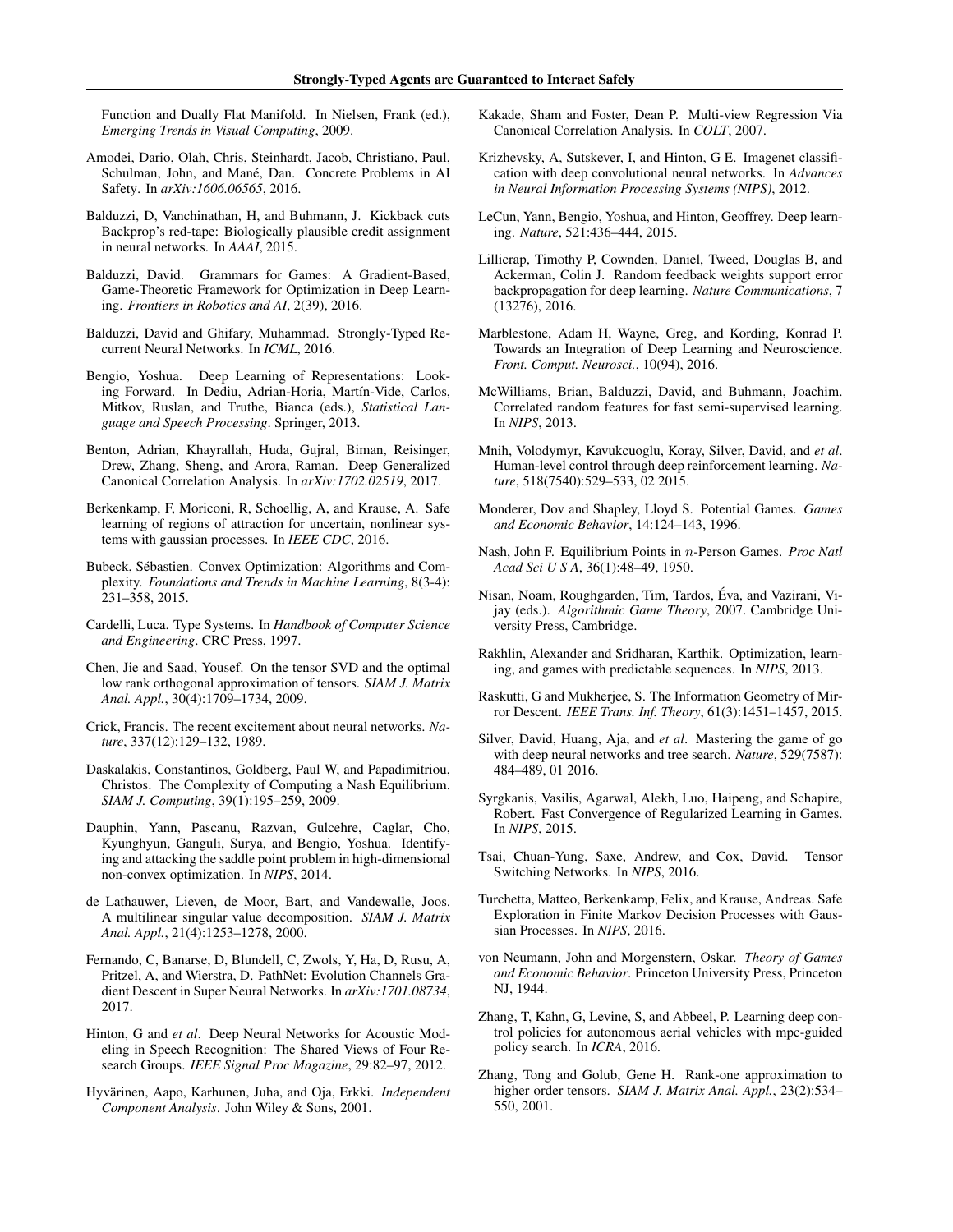Function and Dually Flat Manifold. In Nielsen, Frank (ed.), *Emerging Trends in Visual Computing*, 2009.

Amodei, Dario, Olah, Chris, Steinhardt, Jacob, Christiano, Paul, Schulman, John, and Mané, Dan. Concrete Problems in AI Safety. In *arXiv:1606.06565*, 2016.

Balduzzi, D, Vanchinathan, H, and Buhmann, J. Kickback cuts Backprop's red-tape: Biologically plausible credit assignment in neural networks. In *AAAI*, 2015.

Balduzzi, David. Grammars for Games: A Gradient-Based, Game-Theoretic Framework for Optimization in Deep Learning. *Frontiers in Robotics and AI*, 2(39), 2016.

Balduzzi, David and Ghifary, Muhammad. Strongly-Typed Recurrent Neural Networks. In *ICML*, 2016.

Bengio, Yoshua. Deep Learning of Representations: Looking Forward. In Dediu, Adrian-Horia, Martín-Vide, Carlos, Mitkov, Ruslan, and Truthe, Bianca (eds.), *Statistical Language and Speech Processing*. Springer, 2013.

Benton, Adrian, Khayrallah, Huda, Gujral, Biman, Reisinger, Drew, Zhang, Sheng, and Arora, Raman. Deep Generalized Canonical Correlation Analysis. In *arXiv:1702.02519*, 2017.

Berkenkamp, F, Moriconi, R, Schoellig, A, and Krause, A. Safe learning of regions of attraction for uncertain, nonlinear systems with gaussian processes. In *IEEE CDC*, 2016.

Bubeck, Sébastien. Convex Optimization: Algorithms and Complexity. *Foundations and Trends in Machine Learning*, 8(3-4): 231–358, 2015.

Cardelli, Luca. Type Systems. In *Handbook of Computer Science and Engineering*. CRC Press, 1997.

Chen, Jie and Saad, Yousef. On the tensor SVD and the optimal low rank orthogonal approximation of tensors. *SIAM J. Matrix Anal. Appl.*, 30(4):1709–1734, 2009.

Crick, Francis. The recent excitement about neural networks. *Nature*, 337(12):129–132, 1989.

Daskalakis, Constantinos, Goldberg, Paul W, and Papadimitriou, Christos. The Complexity of Computing a Nash Equilibrium. *SIAM J. Computing*, 39(1):195–259, 2009.

Dauphin, Yann, Pascanu, Razvan, Gulcehre, Caglar, Cho, Kyunghyun, Ganguli, Surya, and Bengio, Yoshua. Identifying and attacking the saddle point problem in high-dimensional non-convex optimization. In *NIPS*, 2014.

de Lathauwer, Lieven, de Moor, Bart, and Vandewalle, Joos. A multilinear singular value decomposition. *SIAM J. Matrix Anal. Appl.*, 21(4):1253–1278, 2000.

Fernando, C, Banarse, D, Blundell, C, Zwols, Y, Ha, D, Rusu, A, Pritzel, A, and Wierstra, D. PathNet: Evolution Channels Gradient Descent in Super Neural Networks. In *arXiv:1701.08734*, 2017.

Hinton, G and *et al*. Deep Neural Networks for Acoustic Modeling in Speech Recognition: The Shared Views of Four Research Groups. *IEEE Signal Proc Magazine*, 29:82–97, 2012.

Hyvärinen, Aapo, Karhunen, Juha, and Oja, Erkki. *Independent Component Analysis*. John Wiley & Sons, 2001.

Kakade, Sham and Foster, Dean P. Multi-view Regression Via Canonical Correlation Analysis. In *COLT*, 2007.

Krizhevsky, A, Sutskever, I, and Hinton, G E. Imagenet classification with deep convolutional neural networks. In *Advances in Neural Information Processing Systems (NIPS)*, 2012.

LeCun, Yann, Bengio, Yoshua, and Hinton, Geoffrey. Deep learning. *Nature*, 521:436–444, 2015.

Lillicrap, Timothy P, Cownden, Daniel, Tweed, Douglas B, and Ackerman, Colin J. Random feedback weights support error backpropagation for deep learning. *Nature Communications*, 7 (13276), 2016.

Marblestone, Adam H, Wayne, Greg, and Kording, Konrad P. Towards an Integration of Deep Learning and Neuroscience. *Front. Comput. Neurosci.*, 10(94), 2016.

McWilliams, Brian, Balduzzi, David, and Buhmann, Joachim. Correlated random features for fast semi-supervised learning. In *NIPS*, 2013.

Mnih, Volodymyr, Kavukcuoglu, Koray, Silver, David, and *et al*. Human-level control through deep reinforcement learning. *Nature*, 518(7540):529–533, 02 2015.

Monderer, Dov and Shapley, Lloyd S. Potential Games. *Games and Economic Behavior*, 14:124–143, 1996.

Nash, John F. Equilibrium Points in $n$-Person Games. *Proc Natl Acad Sci U S A*, 36(1):48–49, 1950.

Nisan, Noam, Roughgarden, Tim, Tardos, Éva, and Vazirani, Vijay (eds.). *Algorithmic Game Theory*, 2007. Cambridge University Press, Cambridge.

Rakhlin, Alexander and Sridharan, Karthik. Optimization, learning, and games with predictable sequences. In *NIPS*, 2013.

Raskutti, G and Mukherjee, S. The Information Geometry of Mirror Descent. *IEEE Trans. Inf. Theory*, 61(3):1451–1457, 2015.

Silver, David, Huang, Aja, and *et al*. Mastering the game of go with deep neural networks and tree search. *Nature*, 529(7587): 484–489, 01 2016.

Syrgkanis, Vasilis, Agarwal, Alekh, Luo, Haipeng, and Schapire, Robert. Fast Convergence of Regularized Learning in Games. In *NIPS*, 2015.

Tsai, Chuan-Yung, Saxe, Andrew, and Cox, David. Tensor Switching Networks. In *NIPS*, 2016.

Turchetta, Matteo, Berkenkamp, Felix, and Krause, Andreas. Safe Exploration in Finite Markov Decision Processes with Gaussian Processes. In *NIPS*, 2016.

von Neumann, John and Morgenstern, Oskar. *Theory of Games and Economic Behavior*. Princeton University Press, Princeton NJ, 1944.

Zhang, T, Kahn, G, Levine, S, and Abbeel, P. Learning deep control policies for autonomous aerial vehicles with mpc-guided policy search. In *ICRA*, 2016.

Zhang, Tong and Golub, Gene H. Rank-one approximation to higher order tensors. *SIAM J. Matrix Anal. Appl.*, 23(2):534–550, 2001.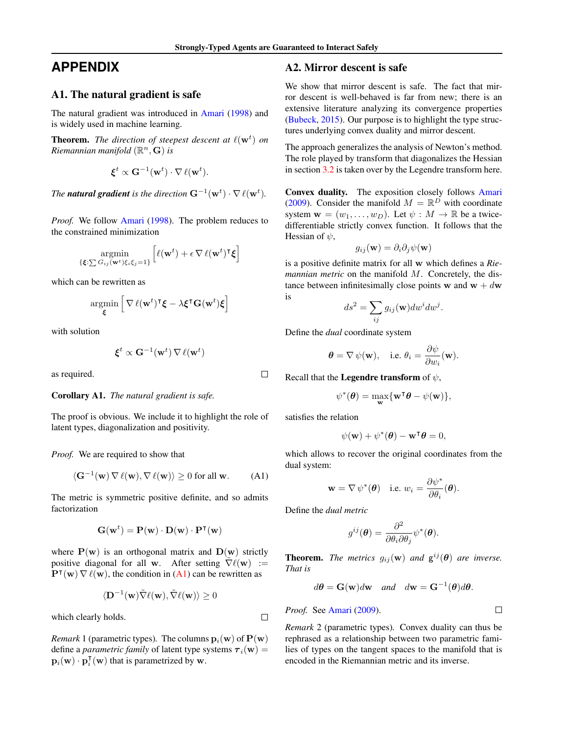# APPENDIX

## A1. The natural gradient is safe

The natural gradient was introduced in Amari (1998) and is widely used in machine learning.

**Theorem.** *The direction of steepest descent at $\ell(\mathbf{w}^t)$ on Riemannian manifold $(\mathbb{R}^n, \mathbf{G})$ is*

$$\boldsymbol{\xi}^t \propto \mathbf{G}^{-1}(\mathbf{w}^t) \cdot \nabla \ell(\mathbf{w}^t).$$

*The **natural gradient** is the direction $\mathbf{G}^{-1}(\mathbf{w}^t) \cdot \nabla \ell(\mathbf{w}^t)$.*

*Proof.* We follow Amari (1998). The problem reduces to the constrained minimization

$$\underset{\{\boldsymbol{\xi}: \sum G_{ij}(\mathbf{w}^t)\xi_i\xi_j = 1\}}{\operatorname{argmin}} \Big[\ell(\mathbf{w}^t) + \epsilon \nabla \ell(\mathbf{w}^t)^\intercal \boldsymbol{\xi}\Big]$$

which can be rewritten as

$$\underset{\boldsymbol{\xi}}{\operatorname{argmin}} \Big[\nabla \ell(\mathbf{w}^t)^\intercal \boldsymbol{\xi} - \lambda \boldsymbol{\xi}^\intercal \mathbf{G}(\mathbf{w}^t)\boldsymbol{\xi}\Big]$$

with solution

$$\boldsymbol{\xi}^t \propto \mathbf{G}^{-1}(\mathbf{w}^t) \nabla \ell(\mathbf{w}^t)$$

as required. □

**Corollary A1.** *The natural gradient is safe.*

The proof is obvious. We include it to highlight the role of latent types, diagonalization and positivity.

*Proof.* We are required to show that

$$\langle \mathbf{G}^{-1}(\mathbf{w}) \nabla \ell(\mathbf{w}), \nabla \ell(\mathbf{w})\rangle \geq 0 \text{ for all } \mathbf{w}. \tag{A1}$$

The metric is symmetric positive definite, and so admits factorization

$$\mathbf{G}(\mathbf{w}^t) = \mathbf{P}(\mathbf{w}) \cdot \mathbf{D}(\mathbf{w}) \cdot \mathbf{P}^\intercal(\mathbf{w})$$

where $\mathbf{P}(\mathbf{w})$ is an orthogonal matrix and $\mathbf{D}(\mathbf{w})$ strictly positive diagonal for all $\mathbf{w}$. After setting $\tilde{\nabla}\ell(\mathbf{w}) := \mathbf{P}^\intercal(\mathbf{w}) \nabla \ell(\mathbf{w})$, the condition in (A1) can be rewritten as

$$\langle \mathbf{D}^{-1}(\mathbf{w})\tilde{\nabla}\ell(\mathbf{w}), \tilde{\nabla}\ell(\mathbf{w})\rangle \geq 0$$

which clearly holds. □

*Remark* 1 (parametric types). The columns $\mathbf{p}_i(\mathbf{w})$ of $\mathbf{P}(\mathbf{w})$ define a *parametric family* of latent type systems $\boldsymbol{\tau}_i(\mathbf{w}) = \mathbf{p}_i(\mathbf{w}) \cdot \mathbf{p}_i^\intercal(\mathbf{w})$ that is parametrized by $\mathbf{w}$.

## A2. Mirror descent is safe

We show that mirror descent is safe. The fact that mirror descent is well-behaved is far from new; there is an extensive literature analyzing its convergence properties (Bubeck, 2015). Our purpose is to highlight the type structures underlying convex duality and mirror descent.

The approach generalizes the analysis of Newton's method. The role played by transform that diagonalizes the Hessian in section 3.2 is taken over by the Legendre transform here.

**Convex duality.** The exposition closely follows Amari (2009). Consider the manifold $M = \mathbb{R}^D$ with coordinate system $\mathbf{w} = (w_1, \ldots, w_D)$. Let $\psi : M \to \mathbb{R}$ be a twice-differentiable strictly convex function. It follows that the Hessian of $\psi$,

$$g_{ij}(\mathbf{w}) = \partial_i \partial_j \psi(\mathbf{w})$$

is a positive definite matrix for all $\mathbf{w}$ which defines a *Riemannian metric* on the manifold $M$. Concretely, the distance between infinitesimally close points $\mathbf{w}$ and $\mathbf{w} + d\mathbf{w}$ is

$$ds^2 = \sum_{ij} g_{ij}(\mathbf{w}) dw^i dw^j.$$

Define the *dual* coordinate system

$$\boldsymbol{\theta} = \nabla \psi(\mathbf{w}), \quad \text{i.e. } \theta_i = \frac{\partial \psi}{\partial w_i}(\mathbf{w}).$$

Recall that the **Legendre transform** of $\psi$,

$$\psi^*(\boldsymbol{\theta}) = \max_{\mathbf{w}}\{\mathbf{w}^\intercal \boldsymbol{\theta} - \psi(\mathbf{w})\},$$

satisfies the relation

$$\psi(\mathbf{w}) + \psi^*(\boldsymbol{\theta}) - \mathbf{w}^\intercal \boldsymbol{\theta} = 0,$$

which allows to recover the original coordinates from the dual system:

$$\mathbf{w} = \nabla \psi^*(\boldsymbol{\theta}) \quad \text{i.e. } w_i = \frac{\partial \psi^*}{\partial \theta_i}(\boldsymbol{\theta}).$$

Define the *dual metric*

$$g^{ij}(\boldsymbol{\theta}) = \frac{\partial^2}{\partial \theta_i \partial \theta_j} \psi^*(\boldsymbol{\theta}).$$

**Theorem.** *The metrics $g_{ij}(\mathbf{w})$ and $\mathrm{g}^{ij}(\boldsymbol{\theta})$ are inverse. That is*

$$d\boldsymbol{\theta} = \mathbf{G}(\mathbf{w}) d\mathbf{w} \quad \text{and} \quad d\mathbf{w} = \mathbf{G}^{-1}(\boldsymbol{\theta}) d\boldsymbol{\theta}.$$

*Proof.* See Amari (2009). □

*Remark* 2 (parametric types). Convex duality can thus be rephrased as a relationship between two parametric families of types on the tangent spaces to the manifold that is encoded in the Riemannian metric and its inverse.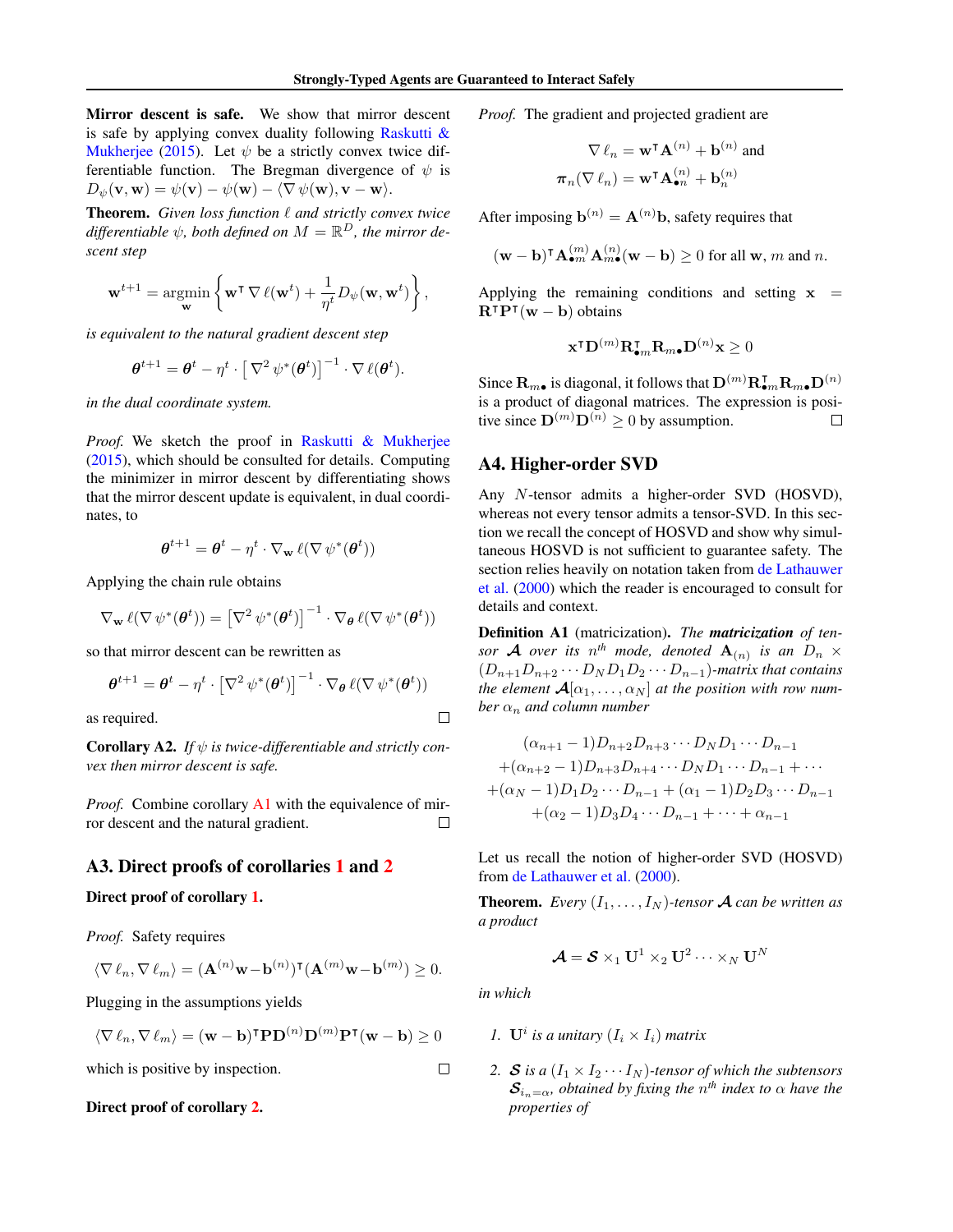**Mirror descent is safe.** We show that mirror descent is safe by applying convex duality following Raskutti & Mukherjee (2015). Let $\psi$ be a strictly convex twice differentiable function. The Bregman divergence of $\psi$ is $D_\psi(\mathbf{v}, \mathbf{w}) = \psi(\mathbf{v}) - \psi(\mathbf{w}) - \langle \nabla \psi(\mathbf{w}), \mathbf{v} - \mathbf{w} \rangle$.

**Theorem.** *Given loss function $\ell$ and strictly convex twice differentiable $\psi$, both defined on $M = \mathbb{R}^D$, the mirror descent step*

$$\mathbf{w}^{t+1} = \operatorname*{argmin}_{\mathbf{w}} \left\{ \mathbf{w}^\intercal \nabla \ell(\mathbf{w}^t) + \frac{1}{\eta^t} D_\psi(\mathbf{w}, \mathbf{w}^t) \right\},$$

*is equivalent to the natural gradient descent step*

$$\boldsymbol{\theta}^{t+1} = \boldsymbol{\theta}^t - \eta^t \cdot \left[ \nabla^2 \psi^*(\boldsymbol{\theta}^t) \right]^{-1} \cdot \nabla \ell(\boldsymbol{\theta}^t).$$

*in the dual coordinate system.*

*Proof.* We sketch the proof in Raskutti & Mukherjee (2015), which should be consulted for details. Computing the minimizer in mirror descent by differentiating shows that the mirror descent update is equivalent, in dual coordinates, to

$$\boldsymbol{\theta}^{t+1} = \boldsymbol{\theta}^t - \eta^t \cdot \nabla_{\mathbf{w}} \ell(\nabla \psi^*(\boldsymbol{\theta}^t))$$

Applying the chain rule obtains

$$\nabla_{\mathbf{w}} \ell(\nabla \psi^*(\boldsymbol{\theta}^t)) = \left[ \nabla^2 \psi^*(\boldsymbol{\theta}^t) \right]^{-1} \cdot \nabla_{\boldsymbol{\theta}} \ell(\nabla \psi^*(\boldsymbol{\theta}^t))$$

so that mirror descent can be rewritten as

$$\boldsymbol{\theta}^{t+1} = \boldsymbol{\theta}^t - \eta^t \cdot \left[ \nabla^2 \psi^*(\boldsymbol{\theta}^t) \right]^{-1} \cdot \nabla_{\boldsymbol{\theta}} \ell(\nabla \psi^*(\boldsymbol{\theta}^t))$$

as required. □

**Corollary A2.** *If $\psi$ is twice-differentiable and strictly convex then mirror descent is safe.*

*Proof.* Combine corollary A1 with the equivalence of mirror descent and the natural gradient. □

## A3. Direct proofs of corollaries 1 and 2

**Direct proof of corollary 1.**

*Proof.* Safety requires

$$\langle \nabla \ell_n, \nabla \ell_m \rangle = (\mathbf{A}^{(n)} \mathbf{w} - \mathbf{b}^{(n)})^\intercal (\mathbf{A}^{(m)} \mathbf{w} - \mathbf{b}^{(m)}) \geq 0.$$

Plugging in the assumptions yields

$$\langle \nabla \ell_n, \nabla \ell_m \rangle = (\mathbf{w} - \mathbf{b})^\intercal \mathbf{P} \mathbf{D}^{(n)} \mathbf{D}^{(m)} \mathbf{P}^\intercal (\mathbf{w} - \mathbf{b}) \geq 0$$

which is positive by inspection. □

**Direct proof of corollary 2.**

*Proof.* The gradient and projected gradient are

$$\nabla \ell_n = \mathbf{w}^\intercal \mathbf{A}^{(n)} + \mathbf{b}^{(n)} \text{ and}$$
$$\boldsymbol{\pi}_n(\nabla \ell_n) = \mathbf{w}^\intercal \mathbf{A}^{(n)}_{\bullet n} + \mathbf{b}^{(n)}_n$$

After imposing $\mathbf{b}^{(n)} = \mathbf{A}^{(n)} \mathbf{b}$, safety requires that

$$(\mathbf{w} - \mathbf{b})^\intercal \mathbf{A}^{(m)}_{\bullet m} \mathbf{A}^{(n)}_{m \bullet} (\mathbf{w} - \mathbf{b}) \geq 0 \text{ for all } \mathbf{w}, m \text{ and } n.$$

Applying the remaining conditions and setting $\mathbf{x} = \mathbf{R}^\intercal \mathbf{P}^\intercal (\mathbf{w} - \mathbf{b})$ obtains

$$\mathbf{x}^\intercal \mathbf{D}^{(m)} \mathbf{R}^\intercal_{\bullet m} \mathbf{R}_{m \bullet} \mathbf{D}^{(n)} \mathbf{x} \geq 0$$

Since $\mathbf{R}_{m\bullet}$ is diagonal, it follows that $\mathbf{D}^{(m)} \mathbf{R}^\intercal_{\bullet m} \mathbf{R}_{m\bullet} \mathbf{D}^{(n)}$ is a product of diagonal matrices. The expression is positive since $\mathbf{D}^{(m)} \mathbf{D}^{(n)} \geq 0$ by assumption. □

## A4. Higher-order SVD

Any $N$-tensor admits a higher-order SVD (HOSVD), whereas not every tensor admits a tensor-SVD. In this section we recall the concept of HOSVD and show why simultaneous HOSVD is not sufficient to guarantee safety. The section relies heavily on notation taken from de Lathauwer et al. (2000) which the reader is encouraged to consult for details and context.

**Definition A1** (matricization)**.** *The **matricization** of tensor $\boldsymbol{\mathcal{A}}$ over its $n^{th}$ mode, denoted $\mathbf{A}_{(n)}$ is an $D_n \times (D_{n+1} D_{n+2} \cdots D_N D_1 D_2 \cdots D_{n-1})$-matrix that contains the element $\boldsymbol{\mathcal{A}}[\alpha_1, \ldots, \alpha_N]$ at the position with row number $\alpha_n$ and column number*

$$\begin{gathered}
(\alpha_{n+1} - 1) D_{n+2} D_{n+3} \cdots D_N D_1 \cdots D_{n-1} \\
+ (\alpha_{n+2} - 1) D_{n+3} D_{n+4} \cdots D_N D_1 \cdots D_{n-1} + \cdots \\
+ (\alpha_N - 1) D_1 D_2 \cdots D_{n-1} + (\alpha_1 - 1) D_2 D_3 \cdots D_{n-1} \\
+ (\alpha_2 - 1) D_3 D_4 \cdots D_{n-1} + \cdots + \alpha_{n-1}
\end{gathered}$$

Let us recall the notion of higher-order SVD (HOSVD) from de Lathauwer et al. (2000).

**Theorem.** *Every $(I_1, \ldots, I_N)$-tensor $\boldsymbol{\mathcal{A}}$ can be written as a product*

$$\boldsymbol{\mathcal{A}} = \boldsymbol{\mathcal{S}} \times_1 \mathbf{U}^1 \times_2 \mathbf{U}^2 \cdots \times_N \mathbf{U}^N$$

*in which*

1. *$\mathbf{U}^i$ is a unitary $(I_i \times I_i)$ matrix*
2. *$\boldsymbol{\mathcal{S}}$ is a $(I_1 \times I_2 \cdots I_N)$-tensor of which the subtensors $\boldsymbol{\mathcal{S}}_{i_n = \alpha}$, obtained by fixing the $n^{th}$ index to $\alpha$ have the properties of*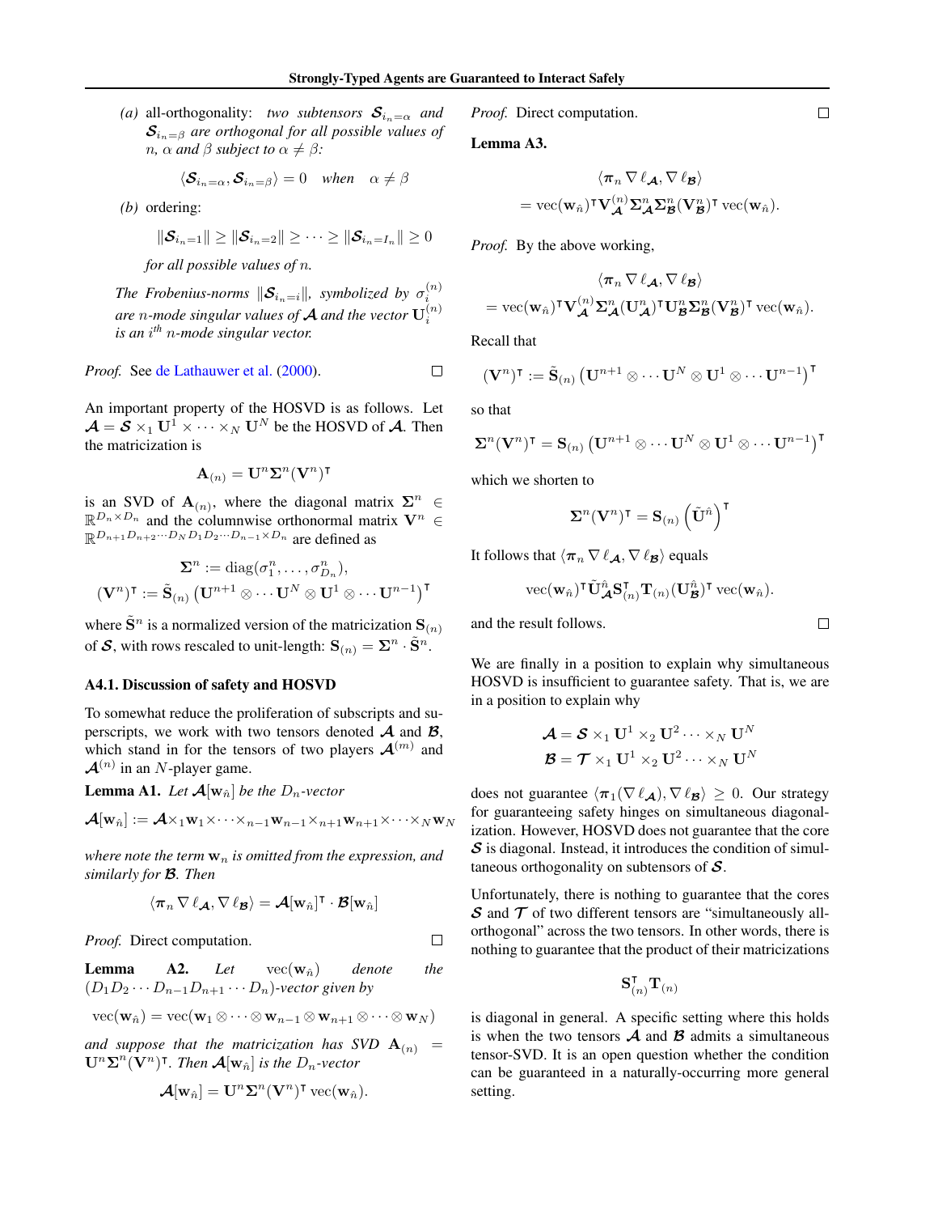*(a)* all-orthogonality: *two subtensors $\boldsymbol{\mathcal{S}}_{i_n=\alpha}$ and $\boldsymbol{\mathcal{S}}_{i_n=\beta}$ are orthogonal for all possible values of $n$, $\alpha$ and $\beta$ subject to $\alpha \neq \beta$:*

$$\langle \boldsymbol{\mathcal{S}}_{i_n=\alpha}, \boldsymbol{\mathcal{S}}_{i_n=\beta} \rangle = 0 \quad \textit{when} \quad \alpha \neq \beta$$

*(b)* ordering:

$$\|\boldsymbol{\mathcal{S}}_{i_n=1}\| \geq \|\boldsymbol{\mathcal{S}}_{i_n=2}\| \geq \cdots \geq \|\boldsymbol{\mathcal{S}}_{i_n=I_n}\| \geq 0$$

*for all possible values of $n$.*

*The Frobenius-norms $\|\boldsymbol{\mathcal{S}}_{i_n=i}\|$, symbolized by $\sigma_i^{(n)}$ are $n$-mode singular values of $\boldsymbol{\mathcal{A}}$ and the vector $\mathbf{U}_i^{(n)}$ is an $i^{th}$ $n$-mode singular vector.*

*Proof.* See de Lathauwer et al. (2000). □

An important property of the HOSVD is as follows. Let $\boldsymbol{\mathcal{A}} = \boldsymbol{\mathcal{S}} \times_1 \mathbf{U}^1 \times \cdots \times_N \mathbf{U}^N$ be the HOSVD of $\boldsymbol{\mathcal{A}}$. Then the matricization is

$$\mathbf{A}_{(n)} = \mathbf{U}^n \boldsymbol{\Sigma}^n (\mathbf{V}^n)^\intercal$$

is an SVD of $\mathbf{A}_{(n)}$, where the diagonal matrix $\boldsymbol{\Sigma}^n \in \mathbb{R}^{D_n \times D_n}$ and the columnwise orthonormal matrix $\mathbf{V}^n \in \mathbb{R}^{D_{n+1}D_{n+2}\cdots D_N D_1 D_2 \cdots D_{n-1} \times D_n}$ are defined as

$$\boldsymbol{\Sigma}^n := \operatorname{diag}(\sigma_1^n, \ldots, \sigma_{D_n}^n),$$
$$(\mathbf{V}^n)^\intercal := \tilde{\mathbf{S}}_{(n)} \left(\mathbf{U}^{n+1} \otimes \cdots \mathbf{U}^N \otimes \mathbf{U}^1 \otimes \cdots \mathbf{U}^{n-1}\right)^\intercal$$

where $\tilde{\mathbf{S}}^n$ is a normalized version of the matricization $\mathbf{S}_{(n)}$ of $\boldsymbol{\mathcal{S}}$, with rows rescaled to unit-length: $\mathbf{S}_{(n)} = \boldsymbol{\Sigma}^n \cdot \tilde{\mathbf{S}}^n$.

### A4.1. Discussion of safety and HOSVD

To somewhat reduce the proliferation of subscripts and superscripts, we work with two tensors denoted $\boldsymbol{\mathcal{A}}$ and $\boldsymbol{\mathcal{B}}$, which stand in for the tensors of two players $\boldsymbol{\mathcal{A}}^{(m)}$ and $\boldsymbol{\mathcal{A}}^{(n)}$ in an $N$-player game.

**Lemma A1.** *Let $\boldsymbol{\mathcal{A}}[\mathbf{w}_{\hat{n}}]$ be the $D_n$-vector*

$$\boldsymbol{\mathcal{A}}[\mathbf{w}_{\hat{n}}] := \boldsymbol{\mathcal{A}} \times_1 \mathbf{w}_1 \times \cdots \times_{n-1} \mathbf{w}_{n-1} \times_{n+1} \mathbf{w}_{n+1} \times \cdots \times_N \mathbf{w}_N$$

*where note the term $\mathbf{w}_n$ is omitted from the expression, and similarly for $\boldsymbol{\mathcal{B}}$. Then*

$$\langle \boldsymbol{\pi}_n \nabla \ell_{\boldsymbol{\mathcal{A}}}, \nabla \ell_{\boldsymbol{\mathcal{B}}} \rangle = \boldsymbol{\mathcal{A}}[\mathbf{w}_{\hat{n}}]^\intercal \cdot \boldsymbol{\mathcal{B}}[\mathbf{w}_{\hat{n}}]$$

*Proof.* Direct computation. □

**Lemma A2.** *Let $\operatorname{vec}(\mathbf{w}_{\hat{n}})$ denote the $(D_1 D_2 \cdots D_{n-1} D_{n+1} \cdots D_n)$-vector given by*

$$\operatorname{vec}(\mathbf{w}_{\hat{n}}) = \operatorname{vec}(\mathbf{w}_1 \otimes \cdots \otimes \mathbf{w}_{n-1} \otimes \mathbf{w}_{n+1} \otimes \cdots \otimes \mathbf{w}_N)$$

*and suppose that the matricization has SVD $\mathbf{A}_{(n)} = \mathbf{U}^n \boldsymbol{\Sigma}^n (\mathbf{V}^n)^\intercal$. Then $\boldsymbol{\mathcal{A}}[\mathbf{w}_{\hat{n}}]$ is the $D_n$-vector*

$$\boldsymbol{\mathcal{A}}[\mathbf{w}_{\hat{n}}] = \mathbf{U}^n \boldsymbol{\Sigma}^n (\mathbf{V}^n)^\intercal \operatorname{vec}(\mathbf{w}_{\hat{n}}).$$

*Proof.* Direct computation. □

**Lemma A3.**

$$\langle \boldsymbol{\pi}_n \nabla \ell_{\boldsymbol{\mathcal{A}}}, \nabla \ell_{\boldsymbol{\mathcal{B}}} \rangle$$
$$= \operatorname{vec}(\mathbf{w}_{\hat{n}})^\intercal \mathbf{V}_{\boldsymbol{\mathcal{A}}}^{(n)} \boldsymbol{\Sigma}_{\boldsymbol{\mathcal{A}}}^n \boldsymbol{\Sigma}_{\boldsymbol{\mathcal{B}}}^n (\mathbf{V}_{\boldsymbol{\mathcal{B}}}^n)^\intercal \operatorname{vec}(\mathbf{w}_{\hat{n}}).$$

*Proof.* By the above working,

$$\langle \boldsymbol{\pi}_n \nabla \ell_{\boldsymbol{\mathcal{A}}}, \nabla \ell_{\boldsymbol{\mathcal{B}}} \rangle$$
$$= \operatorname{vec}(\mathbf{w}_{\hat{n}})^\intercal \mathbf{V}_{\boldsymbol{\mathcal{A}}}^{(n)} \boldsymbol{\Sigma}_{\boldsymbol{\mathcal{A}}}^n (\mathbf{U}_{\boldsymbol{\mathcal{A}}}^n)^\intercal \mathbf{U}_{\boldsymbol{\mathcal{B}}}^n \boldsymbol{\Sigma}_{\boldsymbol{\mathcal{B}}}^n (\mathbf{V}_{\boldsymbol{\mathcal{B}}}^n)^\intercal \operatorname{vec}(\mathbf{w}_{\hat{n}}).$$

Recall that

$$(\mathbf{V}^n)^\intercal := \tilde{\mathbf{S}}_{(n)} \left(\mathbf{U}^{n+1} \otimes \cdots \mathbf{U}^N \otimes \mathbf{U}^1 \otimes \cdots \mathbf{U}^{n-1}\right)^\intercal$$

so that

$$\boldsymbol{\Sigma}^n (\mathbf{V}^n)^\intercal = \mathbf{S}_{(n)} \left(\mathbf{U}^{n+1} \otimes \cdots \mathbf{U}^N \otimes \mathbf{U}^1 \otimes \cdots \mathbf{U}^{n-1}\right)^\intercal$$

which we shorten to

$$\boldsymbol{\Sigma}^n (\mathbf{V}^n)^\intercal = \mathbf{S}_{(n)} \left(\tilde{\mathbf{U}}^{\hat{n}}\right)^\intercal$$

It follows that $\langle \boldsymbol{\pi}_n \nabla \ell_{\boldsymbol{\mathcal{A}}}, \nabla \ell_{\boldsymbol{\mathcal{B}}} \rangle$ equals

$$\operatorname{vec}(\mathbf{w}_{\hat{n}})^\intercal \tilde{\mathbf{U}}_{\boldsymbol{\mathcal{A}}}^{\hat{n}} \mathbf{S}_{(n)}^\intercal \mathbf{T}_{(n)} (\mathbf{U}_{\boldsymbol{\mathcal{B}}}^{\hat{n}})^\intercal \operatorname{vec}(\mathbf{w}_{\hat{n}}).$$

and the result follows. □

We are finally in a position to explain why simultaneous HOSVD is insufficient to guarantee safety. That is, we are in a position to explain why

$$\boldsymbol{\mathcal{A}} = \boldsymbol{\mathcal{S}} \times_1 \mathbf{U}^1 \times_2 \mathbf{U}^2 \cdots \times_N \mathbf{U}^N$$
$$\boldsymbol{\mathcal{B}} = \boldsymbol{\mathcal{T}} \times_1 \mathbf{U}^1 \times_2 \mathbf{U}^2 \cdots \times_N \mathbf{U}^N$$

does not guarantee $\langle \boldsymbol{\pi}_1(\nabla \ell_{\boldsymbol{\mathcal{A}}}), \nabla \ell_{\boldsymbol{\mathcal{B}}} \rangle \geq 0$. Our strategy for guaranteeing safety hinges on simultaneous diagonalization. However, HOSVD does not guarantee that the core $\boldsymbol{\mathcal{S}}$ is diagonal. Instead, it introduces the condition of simultaneous orthogonality on subtensors of $\boldsymbol{\mathcal{S}}$.

Unfortunately, there is nothing to guarantee that the cores $\boldsymbol{\mathcal{S}}$ and $\boldsymbol{\mathcal{T}}$ of two different tensors are "simultaneously all-orthogonal" across the two tensors. In other words, there is nothing to guarantee that the product of their matricizations

$$\mathbf{S}_{(n)}^\intercal \mathbf{T}_{(n)}$$

is diagonal in general. A specific setting where this holds is when the two tensors $\boldsymbol{\mathcal{A}}$ and $\boldsymbol{\mathcal{B}}$ admits a simultaneous tensor-SVD. It is an open question whether the condition can be guaranteed in a naturally-occurring more general setting.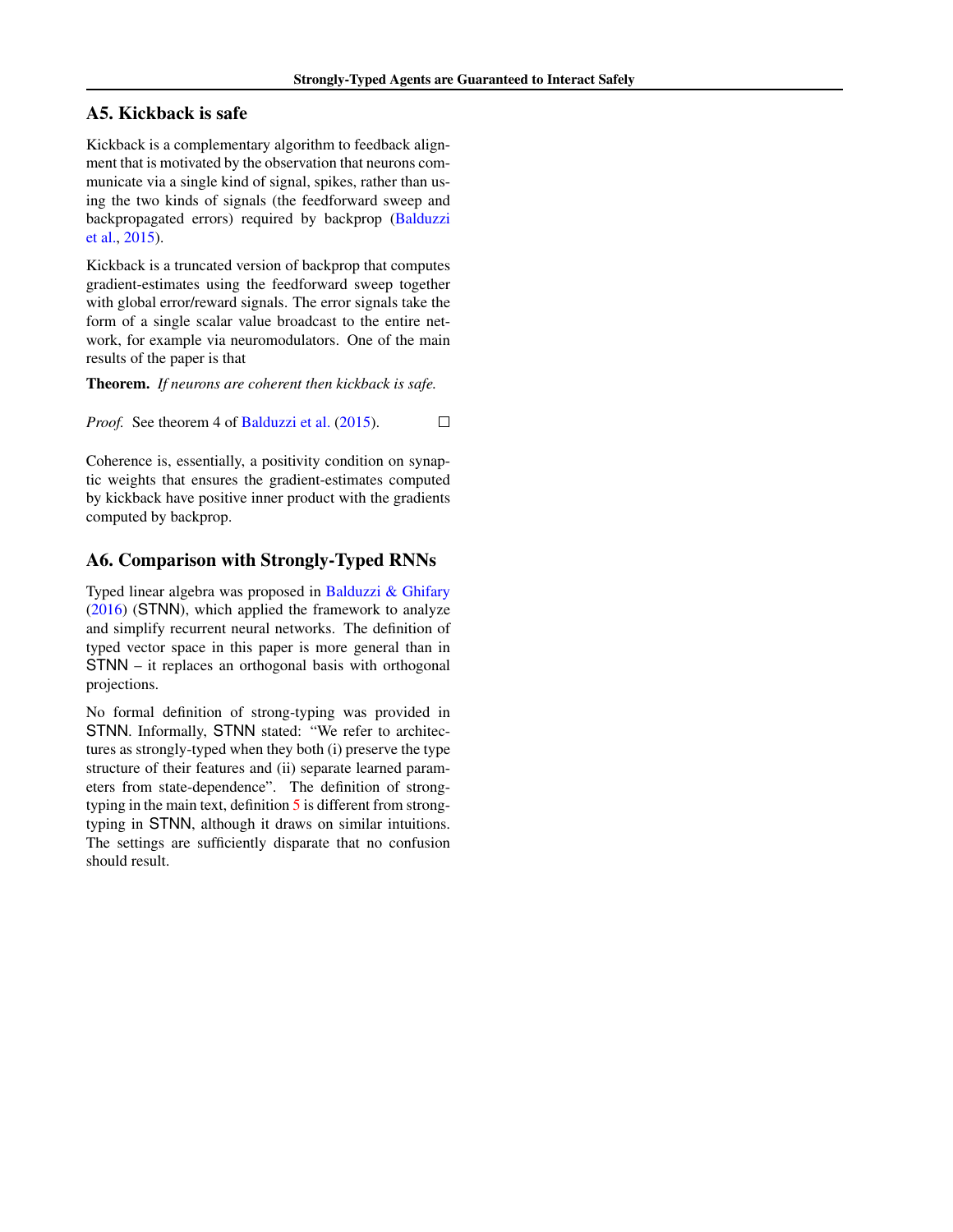## A5. Kickback is safe

Kickback is a complementary algorithm to feedback alignment that is motivated by the observation that neurons communicate via a single kind of signal, spikes, rather than using the two kinds of signals (the feedforward sweep and backpropagated errors) required by backprop (Balduzzi et al., 2015).

Kickback is a truncated version of backprop that computes gradient-estimates using the feedforward sweep together with global error/reward signals. The error signals take the form of a single scalar value broadcast to the entire network, for example via neuromodulators. One of the main results of the paper is that

**Theorem.** *If neurons are coherent then kickback is safe.*

*Proof.* See theorem 4 of Balduzzi et al. (2015). □

Coherence is, essentially, a positivity condition on synaptic weights that ensures the gradient-estimates computed by kickback have positive inner product with the gradients computed by backprop.

## A6. Comparison with Strongly-Typed RNNs

Typed linear algebra was proposed in Balduzzi & Ghifary (2016) (STNN), which applied the framework to analyze and simplify recurrent neural networks. The definition of typed vector space in this paper is more general than in STNN – it replaces an orthogonal basis with orthogonal projections.

No formal definition of strong-typing was provided in STNN. Informally, STNN stated: "We refer to architectures as strongly-typed when they both (i) preserve the type structure of their features and (ii) separate learned parameters from state-dependence". The definition of strong-typing in the main text, definition 5 is different from strong-typing in STNN, although it draws on similar intuitions. The settings are sufficiently disparate that no confusion should result.